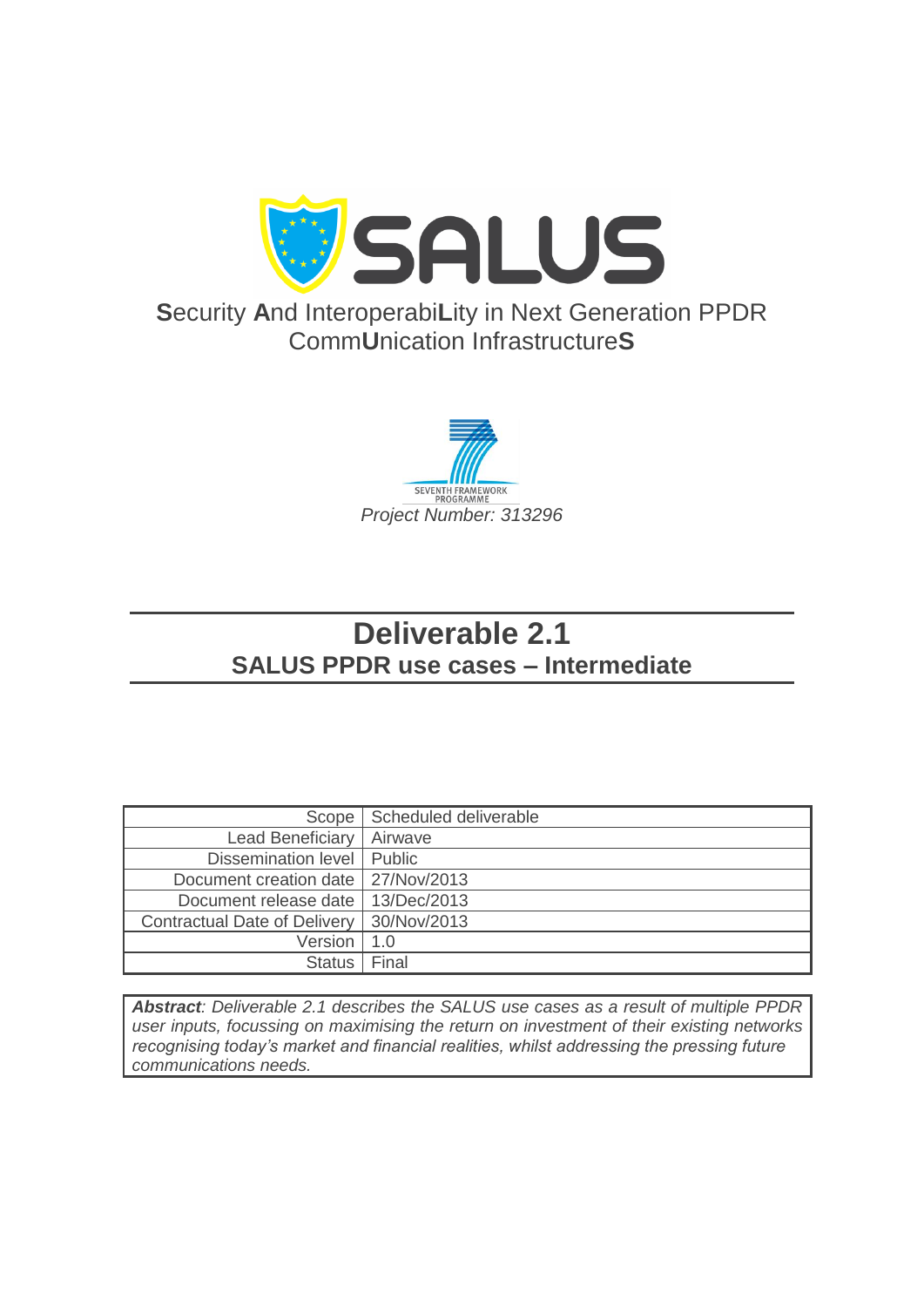# SALUS

**S**ecurity **A**nd Interoperabi**L**ity in Next Generation PPDR Comm**U**nication Infrastructure**S**

SEVENTH FRAMEWORK PROGRAMME

*Project Number: 313296*

# Deliverable 2.1

## SALUS PPDR use cases – Intermediate

| | |
|---|---|
| Scope | Scheduled deliverable |
| Lead Beneficiary | Airwave |
| Dissemination level | Public |
| Document creation date | 27/Nov/2013 |
| Document release date | 13/Dec/2013 |
| Contractual Date of Delivery | 30/Nov/2013 |
| Version | 1.0 |
| Status | Final |

***Abstract**: Deliverable 2.1 describes the SALUS use cases as a result of multiple PPDR user inputs, focussing on maximising the return on investment of their existing networks recognising today's market and financial realities, whilst addressing the pressing future communications needs.*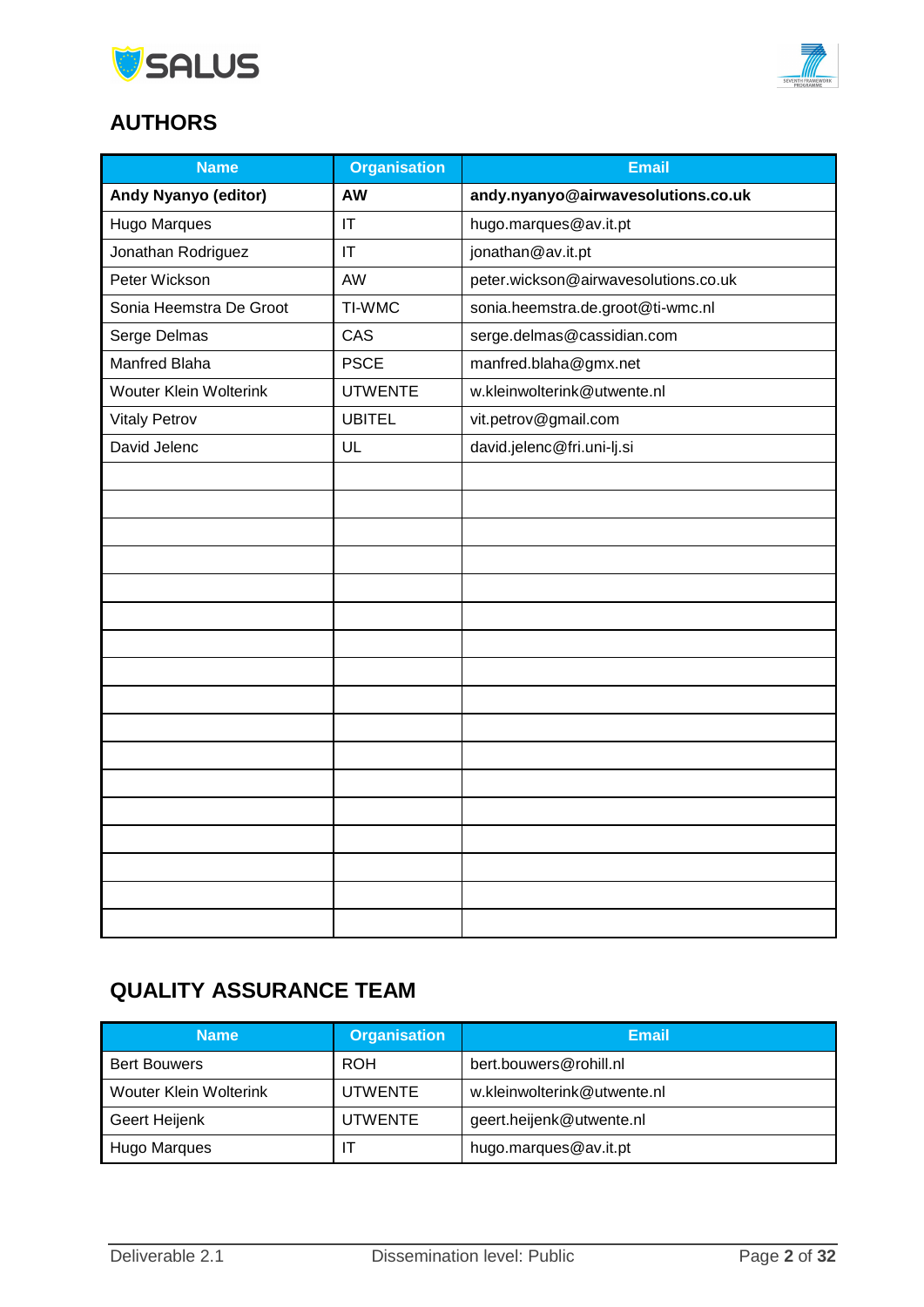## AUTHORS

| Name | Organisation | Email |
|---|---|---|
| **Andy Nyanyo (editor)** | **AW** | **andy.nyanyo@airwavesolutions.co.uk** |
| Hugo Marques | IT | hugo.marques@av.it.pt |
| Jonathan Rodriguez | IT | jonathan@av.it.pt |
| Peter Wickson | AW | peter.wickson@airwavesolutions.co.uk |
| Sonia Heemstra De Groot | TI-WMC | sonia.heemstra.de.groot@ti-wmc.nl |
| Serge Delmas | CAS | serge.delmas@cassidian.com |
| Manfred Blaha | PSCE | manfred.blaha@gmx.net |
| Wouter Klein Wolterink | UTWENTE | w.kleinwolterink@utwente.nl |
| Vitaly Petrov | UBITEL | vit.petrov@gmail.com |
| David Jelenc | UL | david.jelenc@fri.uni-lj.si |
| | | |
| | | |
| | | |
| | | |
| | | |
| | | |
| | | |
| | | |
| | | |
| | | |
| | | |
| | | |
| | | |
| | | |
| | | |
| | | |
| | | |

## QUALITY ASSURANCE TEAM

| Name | Organisation | Email |
|---|---|---|
| Bert Bouwers | ROH | bert.bouwers@rohill.nl |
| Wouter Klein Wolterink | UTWENTE | w.kleinwolterink@utwente.nl |
| Geert Heijenk | UTWENTE | geert.heijenk@utwente.nl |
| Hugo Marques | IT | hugo.marques@av.it.pt |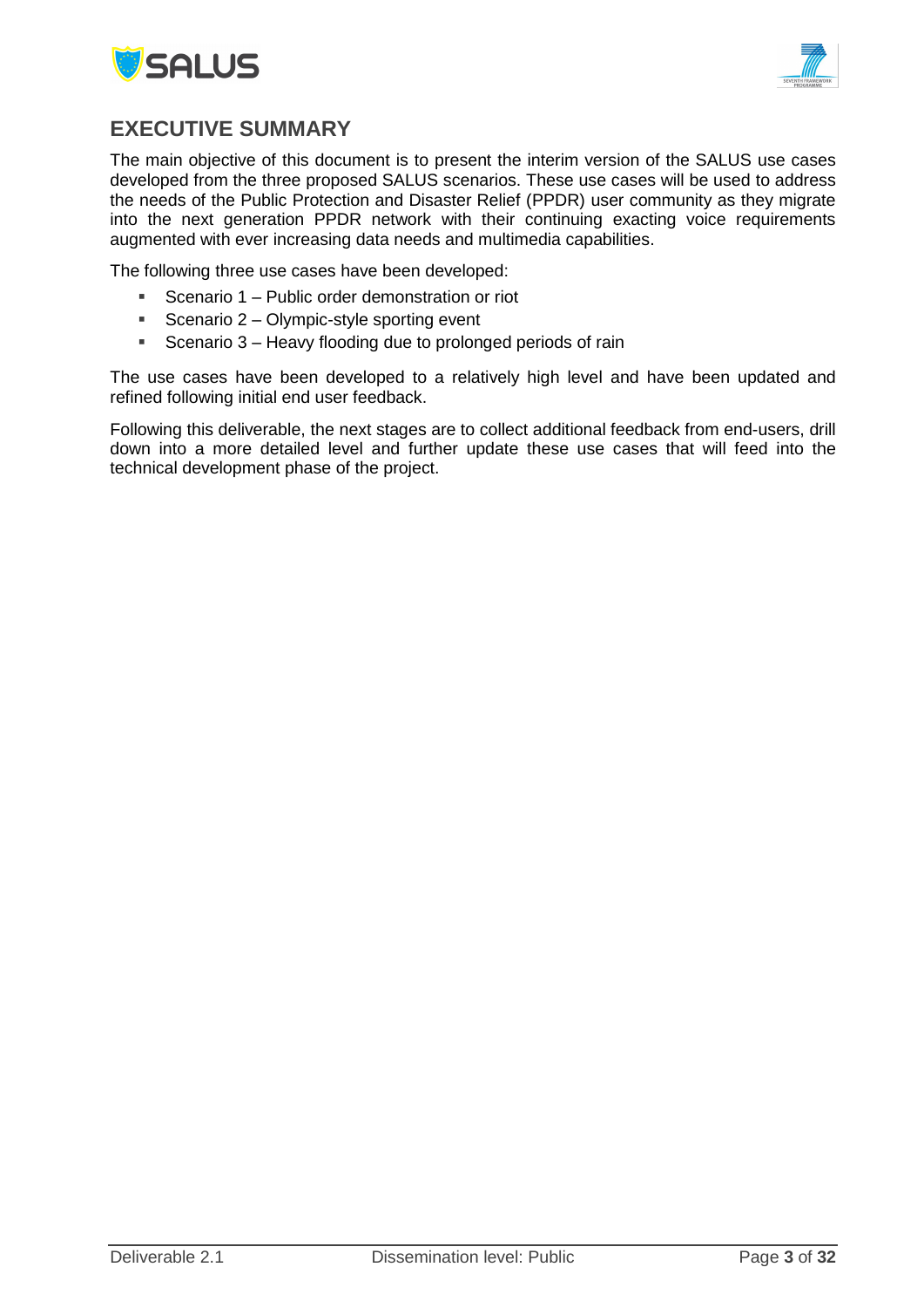## EXECUTIVE SUMMARY

The main objective of this document is to present the interim version of the SALUS use cases developed from the three proposed SALUS scenarios. These use cases will be used to address the needs of the Public Protection and Disaster Relief (PPDR) user community as they migrate into the next generation PPDR network with their continuing exacting voice requirements augmented with ever increasing data needs and multimedia capabilities.

The following three use cases have been developed:

- Scenario 1 – Public order demonstration or riot
- Scenario 2 – Olympic-style sporting event
- Scenario 3 – Heavy flooding due to prolonged periods of rain

The use cases have been developed to a relatively high level and have been updated and refined following initial end user feedback.

Following this deliverable, the next stages are to collect additional feedback from end-users, drill down into a more detailed level and further update these use cases that will feed into the technical development phase of the project.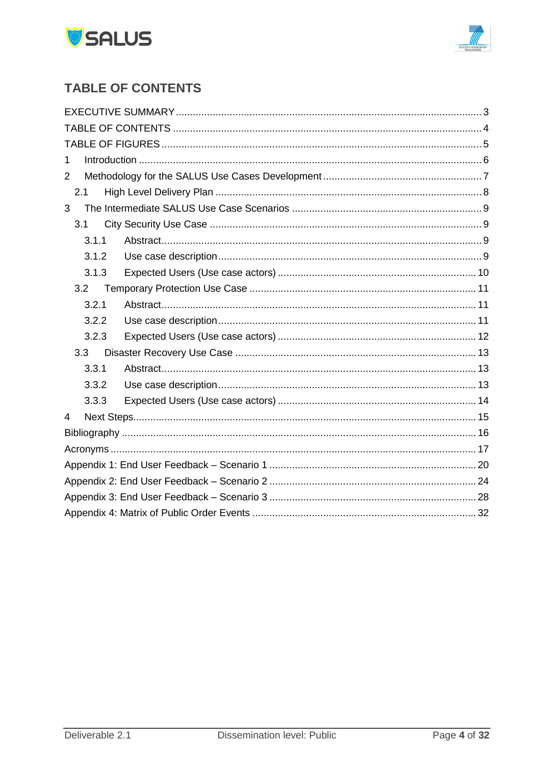## TABLE OF CONTENTS

EXECUTIVE SUMMARY ........................................................................................................ 3

TABLE OF CONTENTS ......................................................................................................... 4

TABLE OF FIGURES ............................................................................................................. 5

1 Introduction ........................................................................................................................ 6

2 Methodology for the SALUS Use Cases Development ...................................................... 7

  2.1 High Level Delivery Plan ............................................................................................. 8

3 The Intermediate SALUS Use Case Scenarios .................................................................. 9

  3.1 City Security Use Case ............................................................................................... 9

    3.1.1 Abstract ................................................................................................................ 9

    3.1.2 Use case description ............................................................................................ 9

    3.1.3 Expected Users (Use case actors) ..................................................................... 10

  3.2 Temporary Protection Use Case ............................................................................... 11

    3.2.1 Abstract .............................................................................................................. 11

    3.2.2 Use case description .......................................................................................... 11

    3.2.3 Expected Users (Use case actors) ..................................................................... 12

  3.3 Disaster Recovery Use Case .................................................................................... 13

    3.3.1 Abstract .............................................................................................................. 13

    3.3.2 Use case description .......................................................................................... 13

    3.3.3 Expected Users (Use case actors) ..................................................................... 14

4 Next Steps ........................................................................................................................ 15

Bibliography ........................................................................................................................ 16

Acronyms ............................................................................................................................ 17

Appendix 1: End User Feedback – Scenario 1 .................................................................... 20

Appendix 2: End User Feedback – Scenario 2 .................................................................... 24

Appendix 3: End User Feedback – Scenario 3 .................................................................... 28

Appendix 4: Matrix of Public Order Events .......................................................................... 32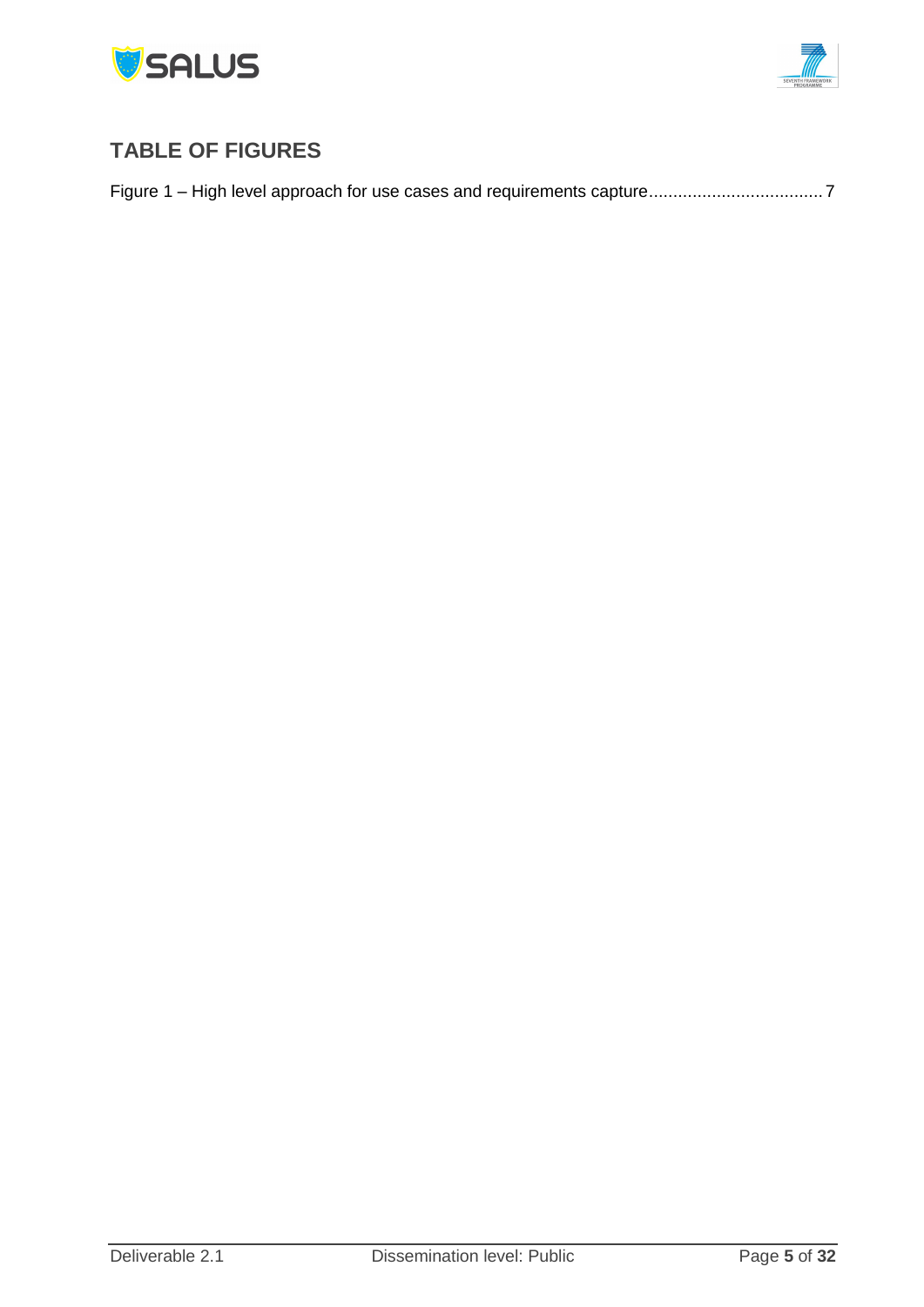## TABLE OF FIGURES

Figure 1 – High level approach for use cases and requirements capture.................................... 7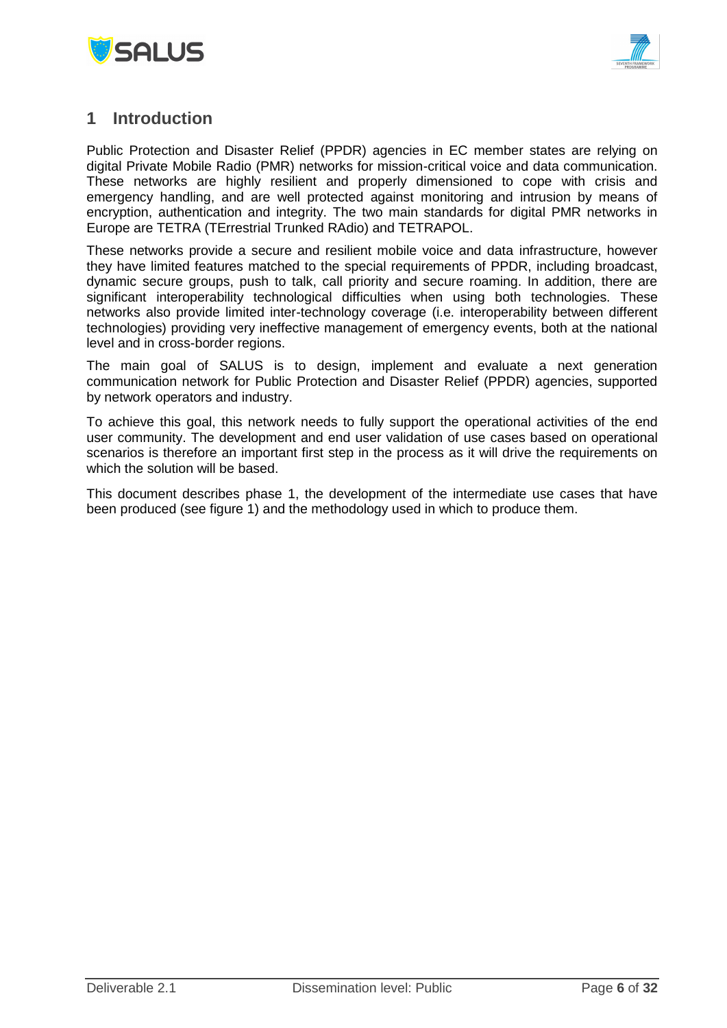# 1 Introduction

Public Protection and Disaster Relief (PPDR) agencies in EC member states are relying on digital Private Mobile Radio (PMR) networks for mission-critical voice and data communication. These networks are highly resilient and properly dimensioned to cope with crisis and emergency handling, and are well protected against monitoring and intrusion by means of encryption, authentication and integrity. The two main standards for digital PMR networks in Europe are TETRA (TErrestrial Trunked RAdio) and TETRAPOL.

These networks provide a secure and resilient mobile voice and data infrastructure, however they have limited features matched to the special requirements of PPDR, including broadcast, dynamic secure groups, push to talk, call priority and secure roaming. In addition, there are significant interoperability technological difficulties when using both technologies. These networks also provide limited inter-technology coverage (i.e. interoperability between different technologies) providing very ineffective management of emergency events, both at the national level and in cross-border regions.

The main goal of SALUS is to design, implement and evaluate a next generation communication network for Public Protection and Disaster Relief (PPDR) agencies, supported by network operators and industry.

To achieve this goal, this network needs to fully support the operational activities of the end user community. The development and end user validation of use cases based on operational scenarios is therefore an important first step in the process as it will drive the requirements on which the solution will be based.

This document describes phase 1, the development of the intermediate use cases that have been produced (see figure 1) and the methodology used in which to produce them.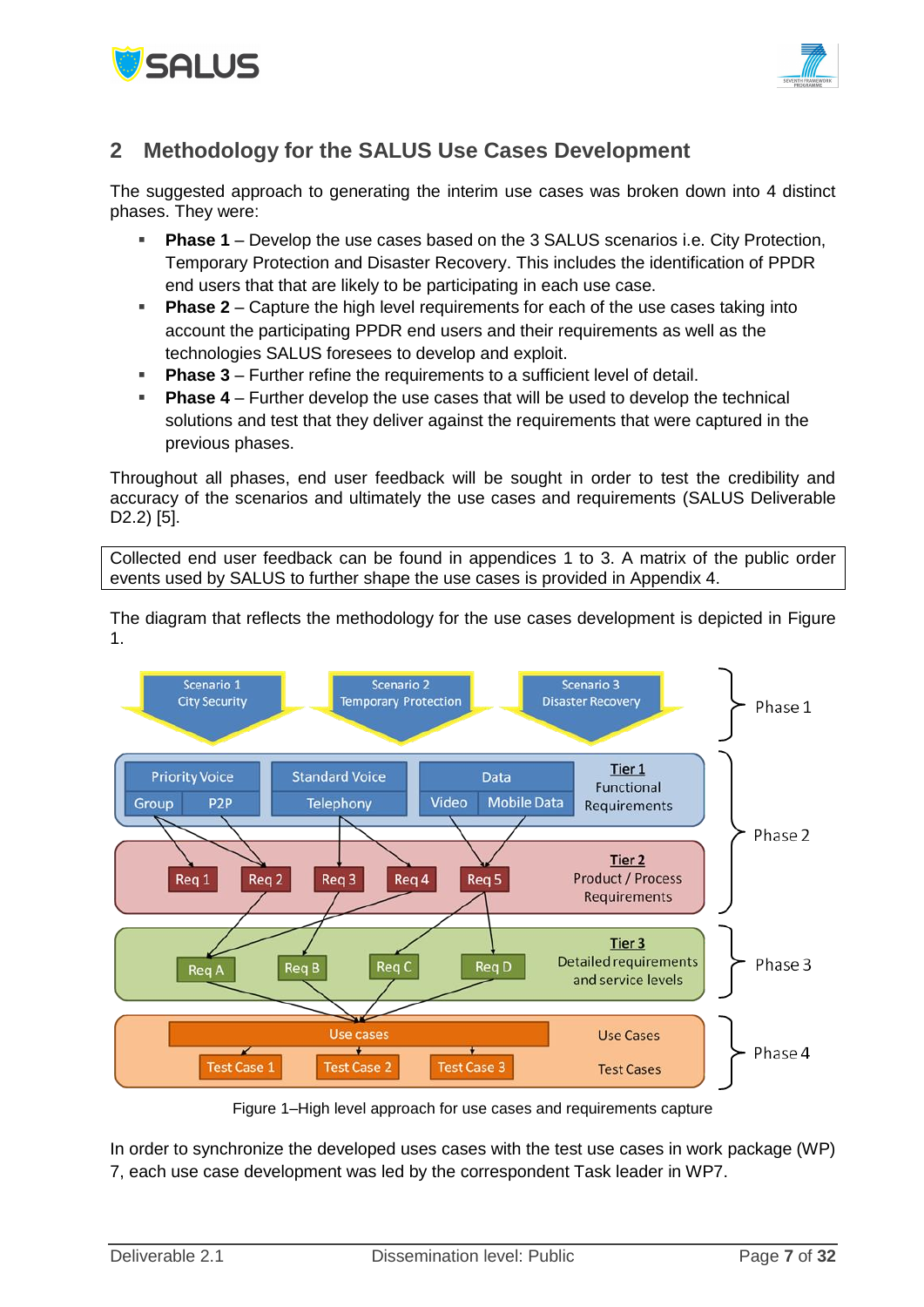## 2 Methodology for the SALUS Use Cases Development

The suggested approach to generating the interim use cases was broken down into 4 distinct phases. They were:

- **Phase 1** – Develop the use cases based on the 3 SALUS scenarios i.e. City Protection, Temporary Protection and Disaster Recovery. This includes the identification of PPDR end users that that are likely to be participating in each use case.
- **Phase 2** – Capture the high level requirements for each of the use cases taking into account the participating PPDR end users and their requirements as well as the technologies SALUS foresees to develop and exploit.
- **Phase 3** – Further refine the requirements to a sufficient level of detail.
- **Phase 4** – Further develop the use cases that will be used to develop the technical solutions and test that they deliver against the requirements that were captured in the previous phases.

Throughout all phases, end user feedback will be sought in order to test the credibility and accuracy of the scenarios and ultimately the use cases and requirements (SALUS Deliverable D2.2) [5].

Collected end user feedback can be found in appendices 1 to 3. A matrix of the public order events used by SALUS to further shape the use cases is provided in Appendix 4.

The diagram that reflects the methodology for the use cases development is depicted in Figure 1.

Scenario 1 City Security | Scenario 2 Temporary Protection | Scenario 3 Disaster Recovery — Phase 1

Priority Voice (Group, P2P) | Standard Voice (Telephony) | Data (Video, Mobile Data) — Tier 1 Functional Requirements — Phase 2

Req 1 | Req 2 | Req 3 | Req 4 | Req 5 — Tier 2 Product / Process Requirements

Req A | Req B | Req C | Req D — Tier 3 Detailed requirements and service levels — Phase 3

Use cases: Test Case 1 | Test Case 2 | Test Case 3 — Use Cases, Test Cases — Phase 4

Figure 1–High level approach for use cases and requirements capture

In order to synchronize the developed uses cases with the test use cases in work package (WP) 7, each use case development was led by the correspondent Task leader in WP7.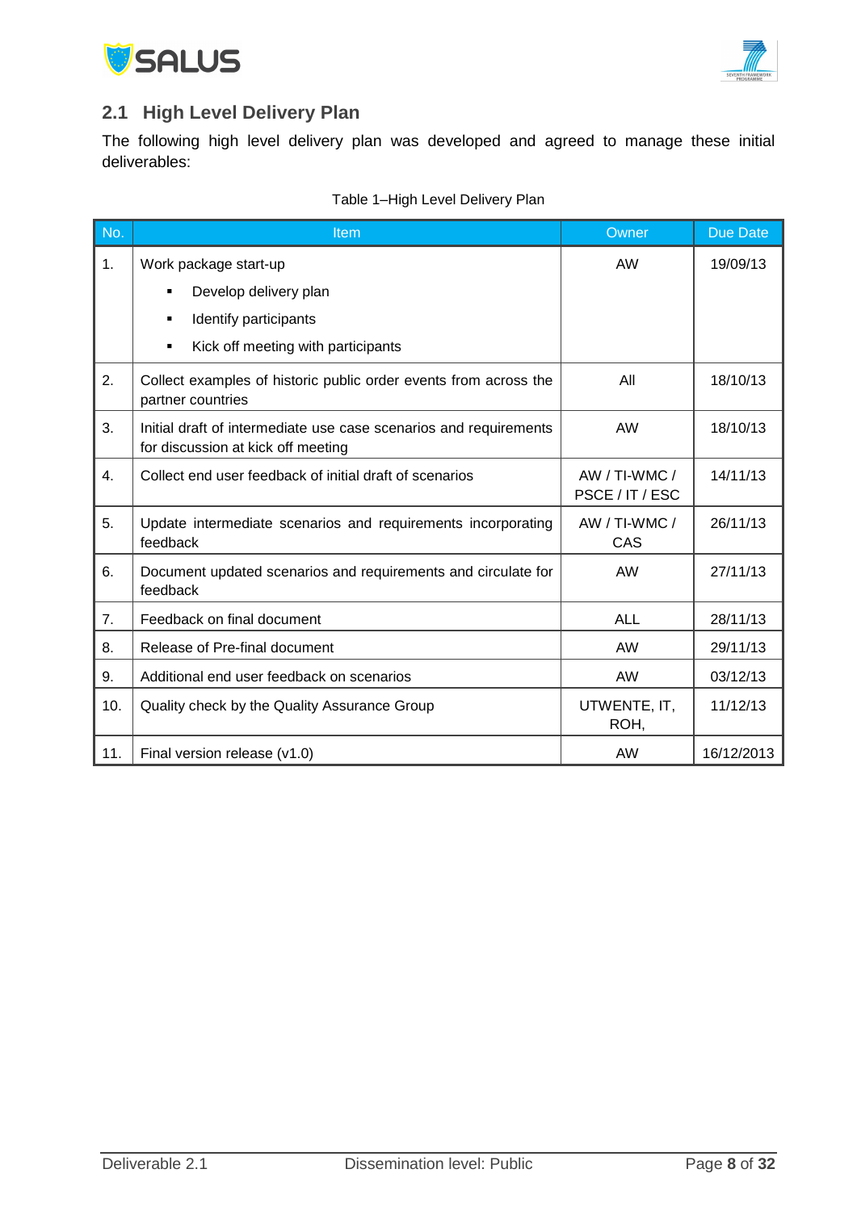## 2.1 High Level Delivery Plan

The following high level delivery plan was developed and agreed to manage these initial deliverables:

Table 1–High Level Delivery Plan

| No. | Item | Owner | Due Date |
|---|---|---|---|
| 1. | Work package start-up<br>▪ Develop delivery plan<br>▪ Identify participants<br>▪ Kick off meeting with participants | AW | 19/09/13 |
| 2. | Collect examples of historic public order events from across the partner countries | All | 18/10/13 |
| 3. | Initial draft of intermediate use case scenarios and requirements for discussion at kick off meeting | AW | 18/10/13 |
| 4. | Collect end user feedback of initial draft of scenarios | AW / TI-WMC / PSCE / IT / ESC | 14/11/13 |
| 5. | Update intermediate scenarios and requirements incorporating feedback | AW / TI-WMC / CAS | 26/11/13 |
| 6. | Document updated scenarios and requirements and circulate for feedback | AW | 27/11/13 |
| 7. | Feedback on final document | ALL | 28/11/13 |
| 8. | Release of Pre-final document | AW | 29/11/13 |
| 9. | Additional end user feedback on scenarios | AW | 03/12/13 |
| 10. | Quality check by the Quality Assurance Group | UTWENTE, IT, ROH, | 11/12/13 |
| 11. | Final version release (v1.0) | AW | 16/12/2013 |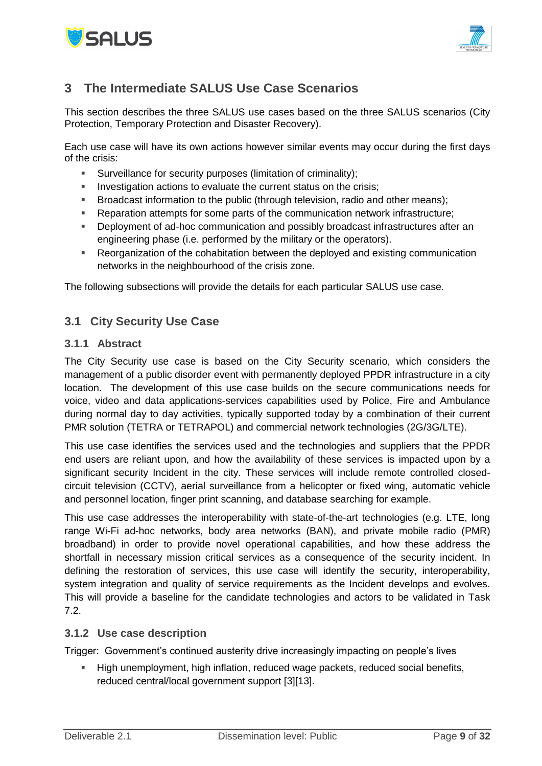# 3 The Intermediate SALUS Use Case Scenarios

This section describes the three SALUS use cases based on the three SALUS scenarios (City Protection, Temporary Protection and Disaster Recovery).

Each use case will have its own actions however similar events may occur during the first days of the crisis:

- Surveillance for security purposes (limitation of criminality);
- Investigation actions to evaluate the current status on the crisis;
- Broadcast information to the public (through television, radio and other means);
- Reparation attempts for some parts of the communication network infrastructure;
- Deployment of ad-hoc communication and possibly broadcast infrastructures after an engineering phase (i.e. performed by the military or the operators).
- Reorganization of the cohabitation between the deployed and existing communication networks in the neighbourhood of the crisis zone.

The following subsections will provide the details for each particular SALUS use case.

## 3.1 City Security Use Case

### 3.1.1 Abstract

The City Security use case is based on the City Security scenario, which considers the management of a public disorder event with permanently deployed PPDR infrastructure in a city location. The development of this use case builds on the secure communications needs for voice, video and data applications-services capabilities used by Police, Fire and Ambulance during normal day to day activities, typically supported today by a combination of their current PMR solution (TETRA or TETRAPOL) and commercial network technologies (2G/3G/LTE).

This use case identifies the services used and the technologies and suppliers that the PPDR end users are reliant upon, and how the availability of these services is impacted upon by a significant security Incident in the city. These services will include remote controlled closed-circuit television (CCTV), aerial surveillance from a helicopter or fixed wing, automatic vehicle and personnel location, finger print scanning, and database searching for example.

This use case addresses the interoperability with state-of-the-art technologies (e.g. LTE, long range Wi-Fi ad-hoc networks, body area networks (BAN), and private mobile radio (PMR) broadband) in order to provide novel operational capabilities, and how these address the shortfall in necessary mission critical services as a consequence of the security incident. In defining the restoration of services, this use case will identify the security, interoperability, system integration and quality of service requirements as the Incident develops and evolves. This will provide a baseline for the candidate technologies and actors to be validated in Task 7.2.

### 3.1.2 Use case description

Trigger: Government's continued austerity drive increasingly impacting on people's lives

- High unemployment, high inflation, reduced wage packets, reduced social benefits, reduced central/local government support [3][13].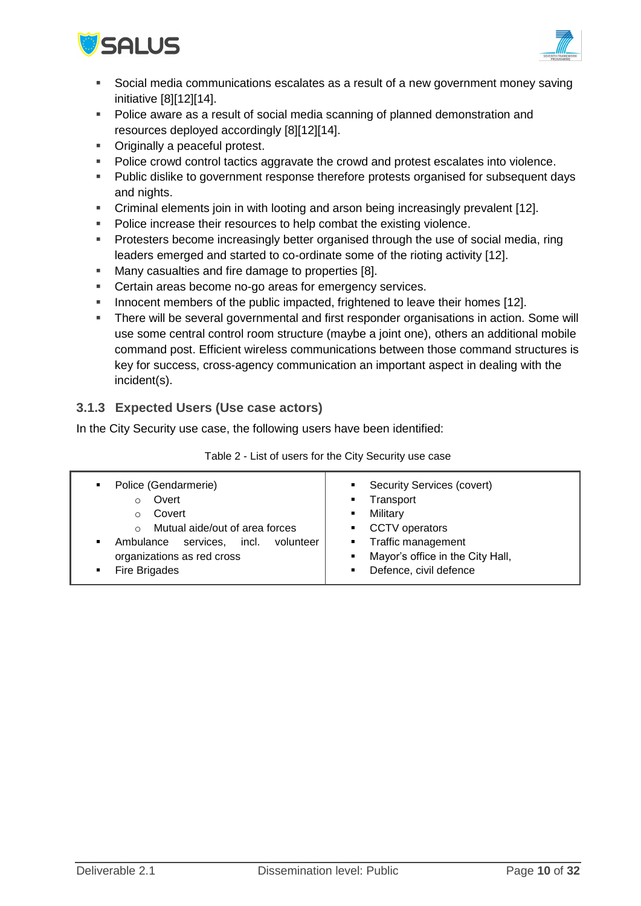- Social media communications escalates as a result of a new government money saving initiative [8][12][14].
- Police aware as a result of social media scanning of planned demonstration and resources deployed accordingly [8][12][14].
- Originally a peaceful protest.
- Police crowd control tactics aggravate the crowd and protest escalates into violence.
- Public dislike to government response therefore protests organised for subsequent days and nights.
- Criminal elements join in with looting and arson being increasingly prevalent [12].
- Police increase their resources to help combat the existing violence.
- Protesters become increasingly better organised through the use of social media, ring leaders emerged and started to co-ordinate some of the rioting activity [12].
- Many casualties and fire damage to properties [8].
- Certain areas become no-go areas for emergency services.
- Innocent members of the public impacted, frightened to leave their homes [12].
- There will be several governmental and first responder organisations in action. Some will use some central control room structure (maybe a joint one), others an additional mobile command post. Efficient wireless communications between those command structures is key for success, cross-agency communication an important aspect in dealing with the incident(s).

### 3.1.3 Expected Users (Use case actors)

In the City Security use case, the following users have been identified:

Table 2 - List of users for the City Security use case

| | |
|---|---|
| ▪ Police (Gendarmerie)<br>  ○ Overt<br>  ○ Covert<br>  ○ Mutual aide/out of area forces<br>▪ Ambulance services, incl. volunteer organizations as red cross<br>▪ Fire Brigades | ▪ Security Services (covert)<br>▪ Transport<br>▪ Military<br>▪ CCTV operators<br>▪ Traffic management<br>▪ Mayor's office in the City Hall,<br>▪ Defence, civil defence |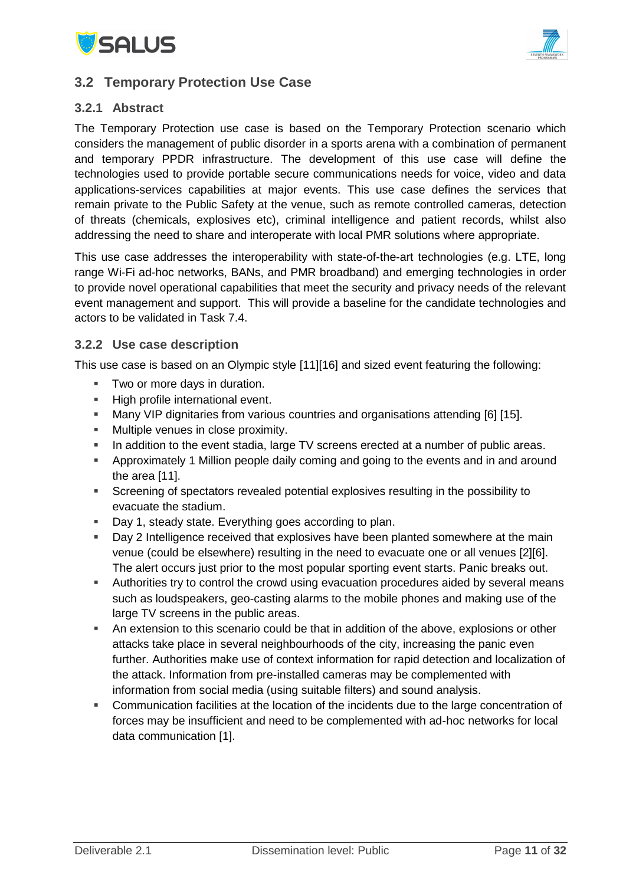## 3.2 Temporary Protection Use Case

### 3.2.1 Abstract

The Temporary Protection use case is based on the Temporary Protection scenario which considers the management of public disorder in a sports arena with a combination of permanent and temporary PPDR infrastructure. The development of this use case will define the technologies used to provide portable secure communications needs for voice, video and data applications-services capabilities at major events. This use case defines the services that remain private to the Public Safety at the venue, such as remote controlled cameras, detection of threats (chemicals, explosives etc), criminal intelligence and patient records, whilst also addressing the need to share and interoperate with local PMR solutions where appropriate.

This use case addresses the interoperability with state-of-the-art technologies (e.g. LTE, long range Wi-Fi ad-hoc networks, BANs, and PMR broadband) and emerging technologies in order to provide novel operational capabilities that meet the security and privacy needs of the relevant event management and support. This will provide a baseline for the candidate technologies and actors to be validated in Task 7.4.

### 3.2.2 Use case description

This use case is based on an Olympic style [11][16] and sized event featuring the following:

- Two or more days in duration.
- High profile international event.
- Many VIP dignitaries from various countries and organisations attending [6] [15].
- Multiple venues in close proximity.
- In addition to the event stadia, large TV screens erected at a number of public areas.
- Approximately 1 Million people daily coming and going to the events and in and around the area [11].
- Screening of spectators revealed potential explosives resulting in the possibility to evacuate the stadium.
- Day 1, steady state. Everything goes according to plan.
- Day 2 Intelligence received that explosives have been planted somewhere at the main venue (could be elsewhere) resulting in the need to evacuate one or all venues [2][6]. The alert occurs just prior to the most popular sporting event starts. Panic breaks out.
- Authorities try to control the crowd using evacuation procedures aided by several means such as loudspeakers, geo-casting alarms to the mobile phones and making use of the large TV screens in the public areas.
- An extension to this scenario could be that in addition of the above, explosions or other attacks take place in several neighbourhoods of the city, increasing the panic even further. Authorities make use of context information for rapid detection and localization of the attack. Information from pre-installed cameras may be complemented with information from social media (using suitable filters) and sound analysis.
- Communication facilities at the location of the incidents due to the large concentration of forces may be insufficient and need to be complemented with ad-hoc networks for local data communication [1].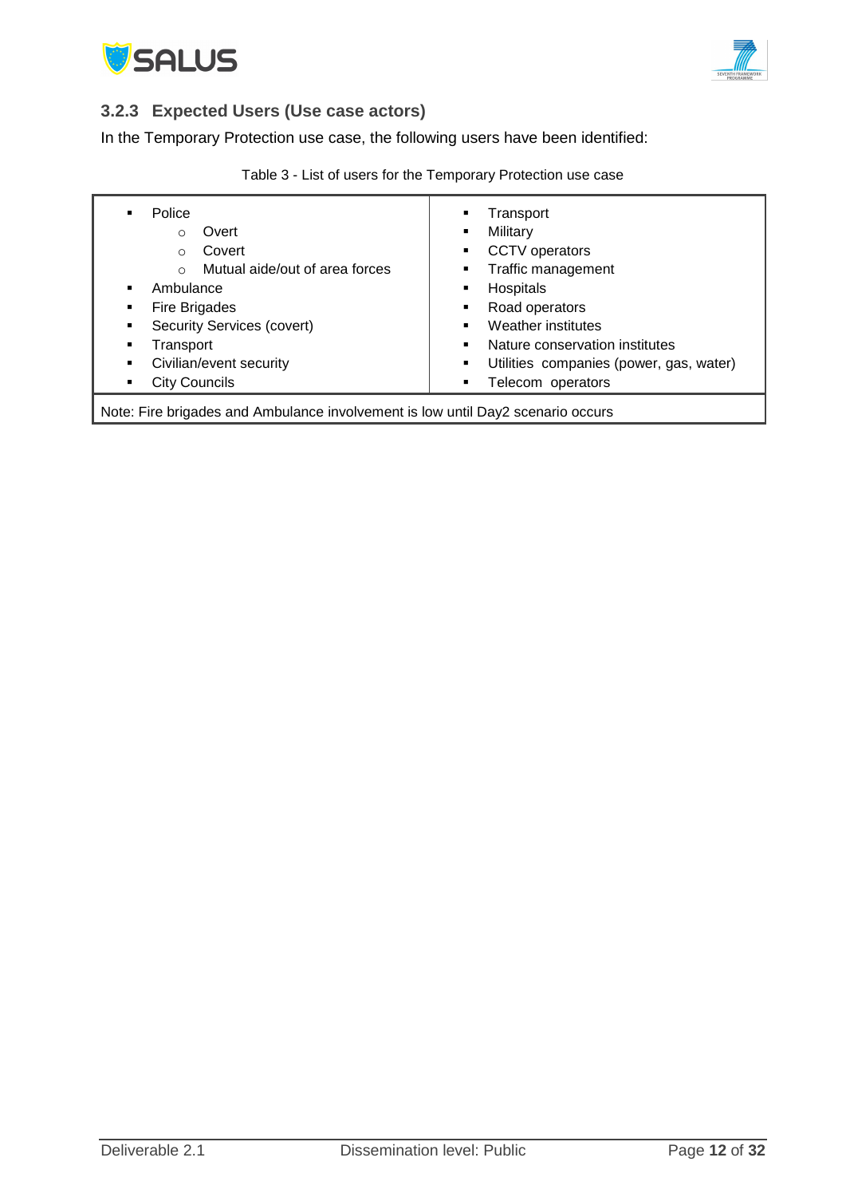### 3.2.3 Expected Users (Use case actors)

In the Temporary Protection use case, the following users have been identified:

Table 3 - List of users for the Temporary Protection use case

| | |
|---|---|
| • Police<br>  ○ Overt<br>  ○ Covert<br>  ○ Mutual aide/out of area forces<br>• Ambulance<br>• Fire Brigades<br>• Security Services (covert)<br>• Transport<br>• Civilian/event security<br>• City Councils | • Transport<br>• Military<br>• CCTV operators<br>• Traffic management<br>• Hospitals<br>• Road operators<br>• Weather institutes<br>• Nature conservation institutes<br>• Utilities companies (power, gas, water)<br>• Telecom operators |
| Note: Fire brigades and Ambulance involvement is low until Day2 scenario occurs | |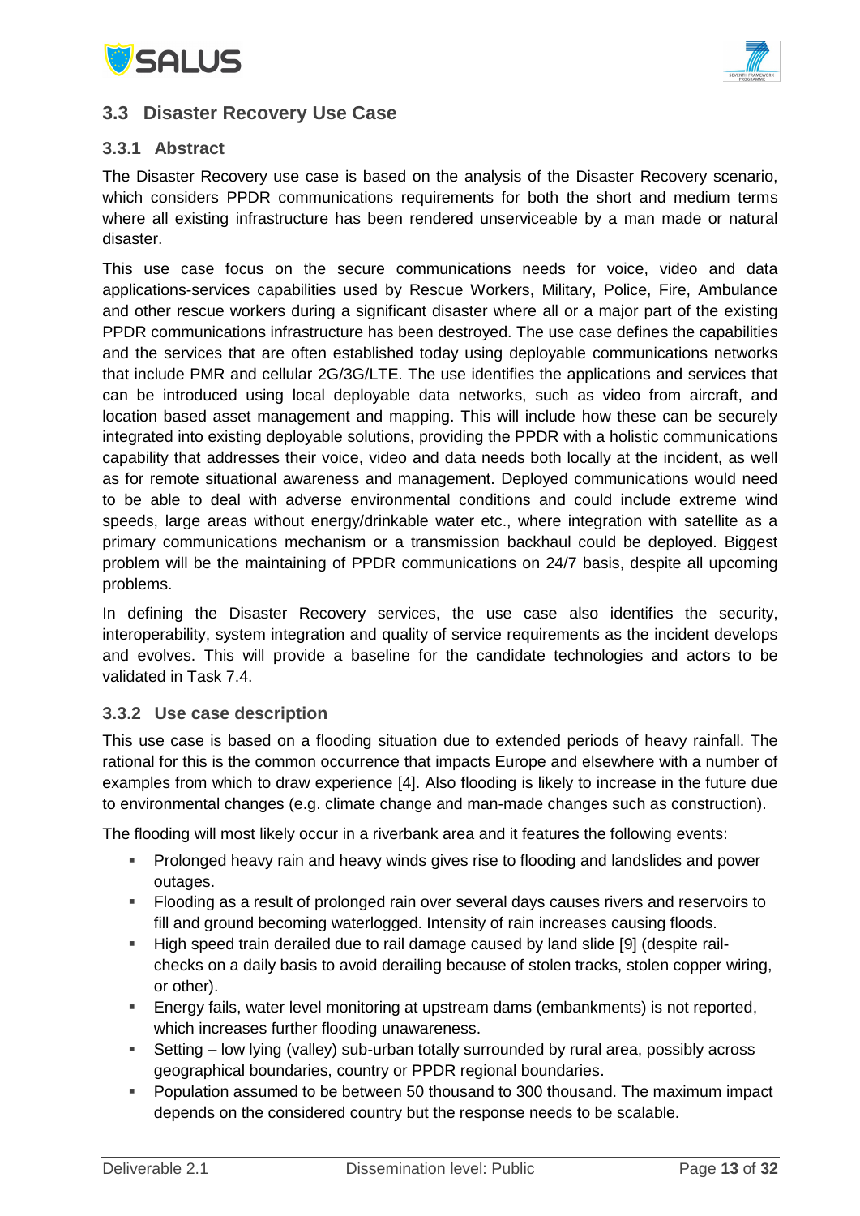## 3.3 Disaster Recovery Use Case

### 3.3.1 Abstract

The Disaster Recovery use case is based on the analysis of the Disaster Recovery scenario, which considers PPDR communications requirements for both the short and medium terms where all existing infrastructure has been rendered unserviceable by a man made or natural disaster.

This use case focus on the secure communications needs for voice, video and data applications-services capabilities used by Rescue Workers, Military, Police, Fire, Ambulance and other rescue workers during a significant disaster where all or a major part of the existing PPDR communications infrastructure has been destroyed. The use case defines the capabilities and the services that are often established today using deployable communications networks that include PMR and cellular 2G/3G/LTE. The use identifies the applications and services that can be introduced using local deployable data networks, such as video from aircraft, and location based asset management and mapping. This will include how these can be securely integrated into existing deployable solutions, providing the PPDR with a holistic communications capability that addresses their voice, video and data needs both locally at the incident, as well as for remote situational awareness and management. Deployed communications would need to be able to deal with adverse environmental conditions and could include extreme wind speeds, large areas without energy/drinkable water etc., where integration with satellite as a primary communications mechanism or a transmission backhaul could be deployed. Biggest problem will be the maintaining of PPDR communications on 24/7 basis, despite all upcoming problems.

In defining the Disaster Recovery services, the use case also identifies the security, interoperability, system integration and quality of service requirements as the incident develops and evolves. This will provide a baseline for the candidate technologies and actors to be validated in Task 7.4.

### 3.3.2 Use case description

This use case is based on a flooding situation due to extended periods of heavy rainfall. The rational for this is the common occurrence that impacts Europe and elsewhere with a number of examples from which to draw experience [4]. Also flooding is likely to increase in the future due to environmental changes (e.g. climate change and man-made changes such as construction).

The flooding will most likely occur in a riverbank area and it features the following events:

- Prolonged heavy rain and heavy winds gives rise to flooding and landslides and power outages.
- Flooding as a result of prolonged rain over several days causes rivers and reservoirs to fill and ground becoming waterlogged. Intensity of rain increases causing floods.
- High speed train derailed due to rail damage caused by land slide [9] (despite rail-checks on a daily basis to avoid derailing because of stolen tracks, stolen copper wiring, or other).
- Energy fails, water level monitoring at upstream dams (embankments) is not reported, which increases further flooding unawareness.
- Setting – low lying (valley) sub-urban totally surrounded by rural area, possibly across geographical boundaries, country or PPDR regional boundaries.
- Population assumed to be between 50 thousand to 300 thousand. The maximum impact depends on the considered country but the response needs to be scalable.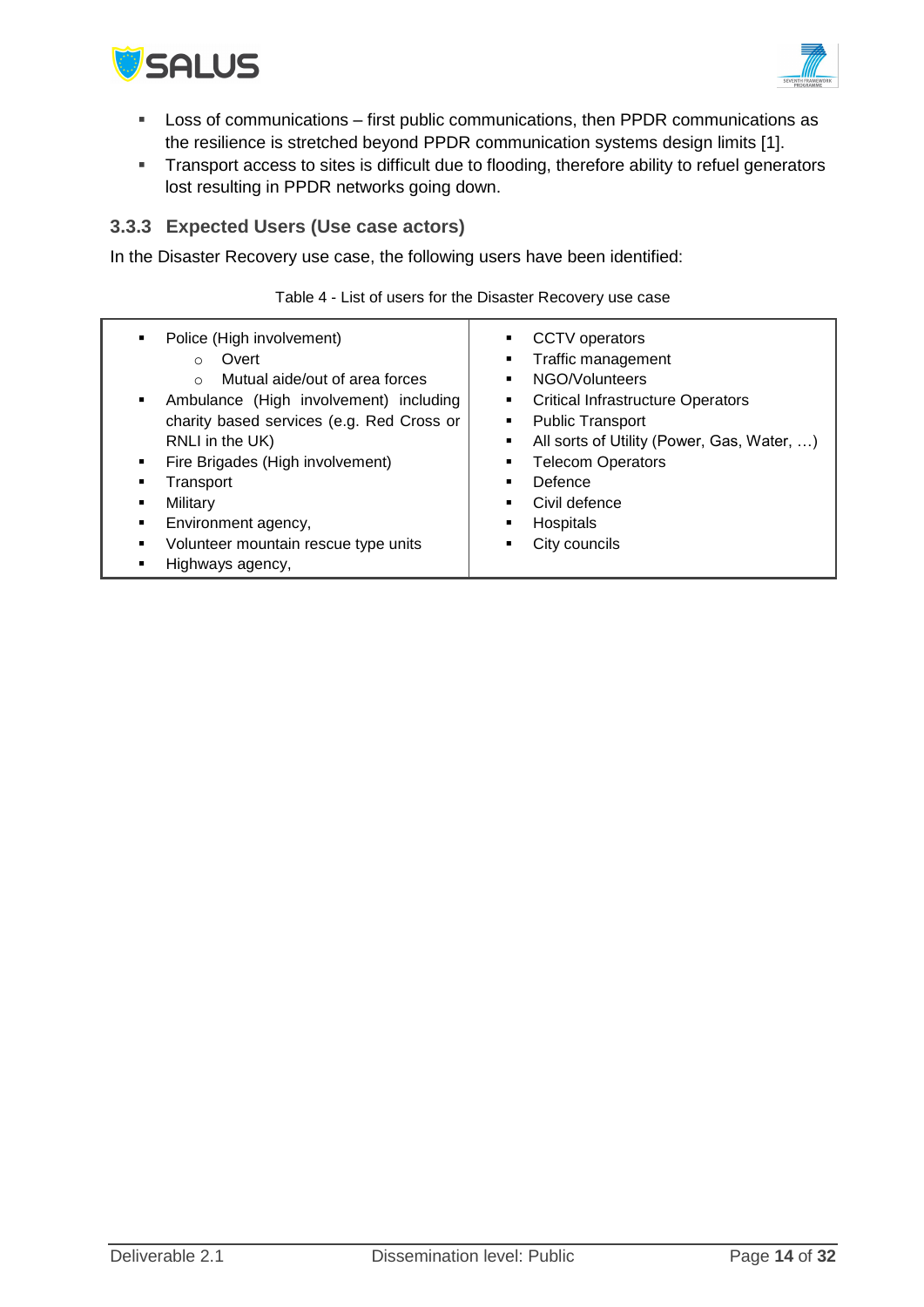- Loss of communications – first public communications, then PPDR communications as the resilience is stretched beyond PPDR communication systems design limits [1].
- Transport access to sites is difficult due to flooding, therefore ability to refuel generators lost resulting in PPDR networks going down.

### 3.3.3 Expected Users (Use case actors)

In the Disaster Recovery use case, the following users have been identified:

Table 4 - List of users for the Disaster Recovery use case

| | |
|---|---|
| ▪ Police (High involvement)<br>&nbsp;&nbsp;&nbsp;&nbsp;○ Overt<br>&nbsp;&nbsp;&nbsp;&nbsp;○ Mutual aide/out of area forces<br>▪ Ambulance (High involvement) including charity based services (e.g. Red Cross or RNLI in the UK)<br>▪ Fire Brigades (High involvement)<br>▪ Transport<br>▪ Military<br>▪ Environment agency,<br>▪ Volunteer mountain rescue type units<br>▪ Highways agency, | ▪ CCTV operators<br>▪ Traffic management<br>▪ NGO/Volunteers<br>▪ Critical Infrastructure Operators<br>▪ Public Transport<br>▪ All sorts of Utility (Power, Gas, Water, …)<br>▪ Telecom Operators<br>▪ Defence<br>▪ Civil defence<br>▪ Hospitals<br>▪ City councils |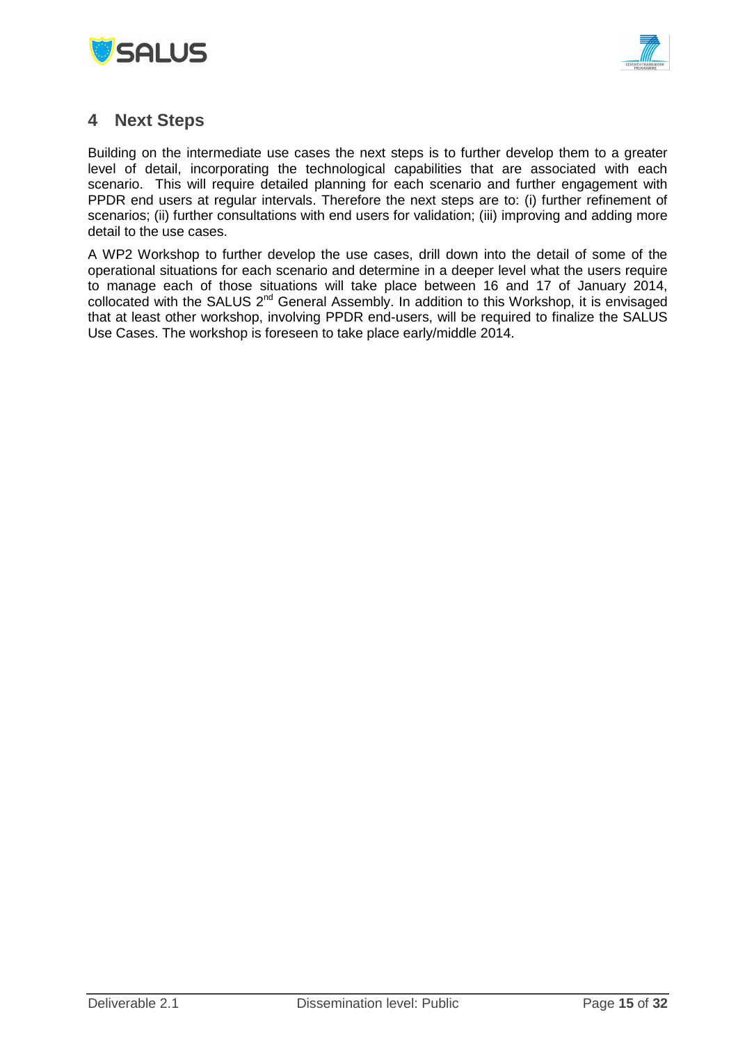# 4 Next Steps

Building on the intermediate use cases the next steps is to further develop them to a greater level of detail, incorporating the technological capabilities that are associated with each scenario. This will require detailed planning for each scenario and further engagement with PPDR end users at regular intervals. Therefore the next steps are to: (i) further refinement of scenarios; (ii) further consultations with end users for validation; (iii) improving and adding more detail to the use cases.

A WP2 Workshop to further develop the use cases, drill down into the detail of some of the operational situations for each scenario and determine in a deeper level what the users require to manage each of those situations will take place between 16 and 17 of January 2014, collocated with the SALUS 2nd General Assembly. In addition to this Workshop, it is envisaged that at least other workshop, involving PPDR end-users, will be required to finalize the SALUS Use Cases. The workshop is foreseen to take place early/middle 2014.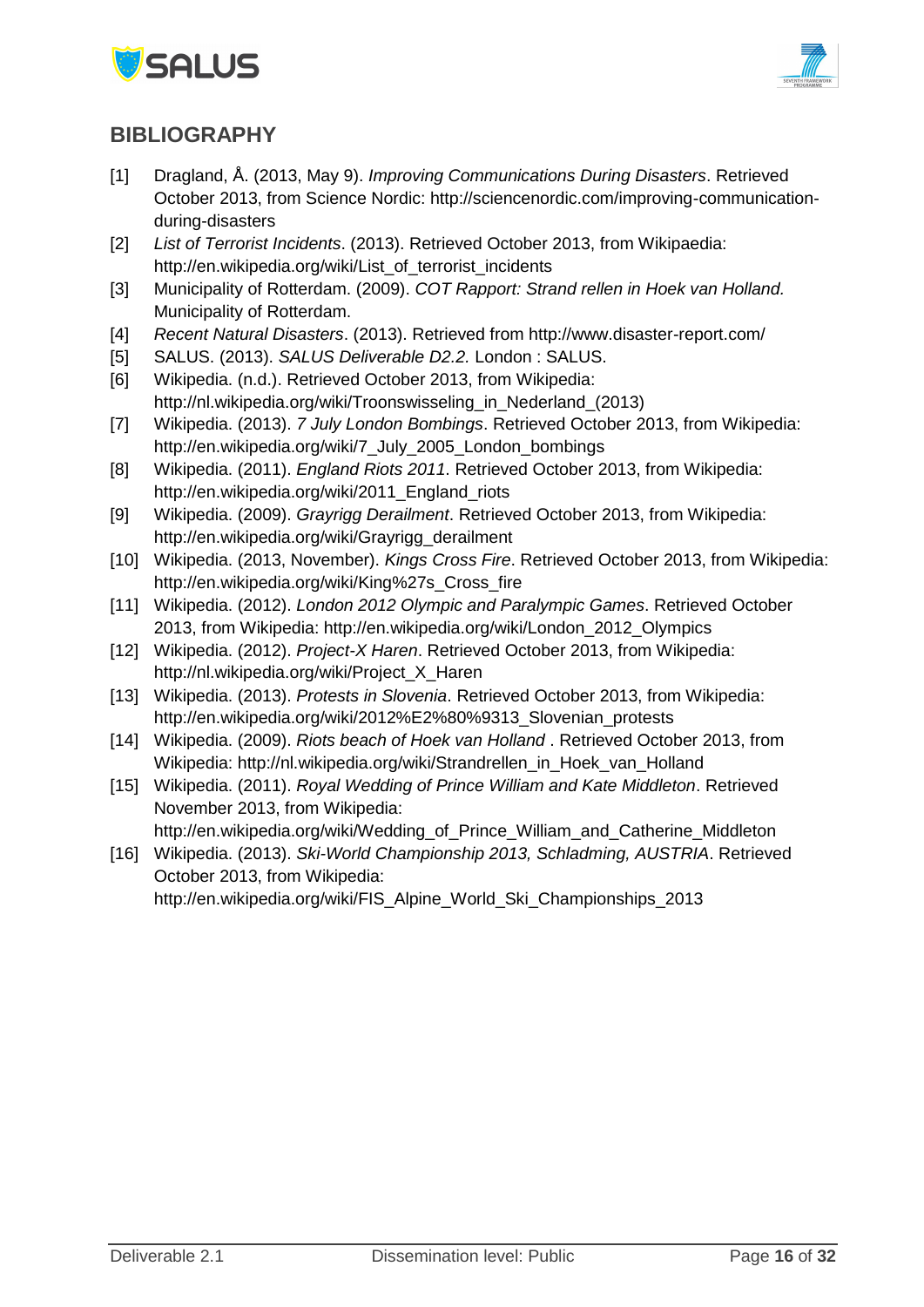## BIBLIOGRAPHY

[1] Dragland, Å. (2013, May 9). *Improving Communications During Disasters*. Retrieved October 2013, from Science Nordic: http://sciencenordic.com/improving-communication-during-disasters

[2] *List of Terrorist Incidents*. (2013). Retrieved October 2013, from Wikipaedia: http://en.wikipedia.org/wiki/List_of_terrorist_incidents

[3] Municipality of Rotterdam. (2009). *COT Rapport: Strand rellen in Hoek van Holland.* Municipality of Rotterdam.

[4] *Recent Natural Disasters*. (2013). Retrieved from http://www.disaster-report.com/

[5] SALUS. (2013). *SALUS Deliverable D2.2.* London : SALUS.

[6] Wikipedia. (n.d.). Retrieved October 2013, from Wikipedia: http://nl.wikipedia.org/wiki/Troonswisseling_in_Nederland_(2013)

[7] Wikipedia. (2013). *7 July London Bombings*. Retrieved October 2013, from Wikipedia: http://en.wikipedia.org/wiki/7_July_2005_London_bombings

[8] Wikipedia. (2011). *England Riots 2011*. Retrieved October 2013, from Wikipedia: http://en.wikipedia.org/wiki/2011_England_riots

[9] Wikipedia. (2009). *Grayrigg Derailment*. Retrieved October 2013, from Wikipedia: http://en.wikipedia.org/wiki/Grayrigg_derailment

[10] Wikipedia. (2013, November). *Kings Cross Fire*. Retrieved October 2013, from Wikipedia: http://en.wikipedia.org/wiki/King%27s_Cross_fire

[11] Wikipedia. (2012). *London 2012 Olympic and Paralympic Games*. Retrieved October 2013, from Wikipedia: http://en.wikipedia.org/wiki/London_2012_Olympics

[12] Wikipedia. (2012). *Project-X Haren*. Retrieved October 2013, from Wikipedia: http://nl.wikipedia.org/wiki/Project_X_Haren

[13] Wikipedia. (2013). *Protests in Slovenia*. Retrieved October 2013, from Wikipedia: http://en.wikipedia.org/wiki/2012%E2%80%9313_Slovenian_protests

[14] Wikipedia. (2009). *Riots beach of Hoek van Holland* . Retrieved October 2013, from Wikipedia: http://nl.wikipedia.org/wiki/Strandrellen_in_Hoek_van_Holland

[15] Wikipedia. (2011). *Royal Wedding of Prince William and Kate Middleton*. Retrieved November 2013, from Wikipedia: http://en.wikipedia.org/wiki/Wedding_of_Prince_William_and_Catherine_Middleton

[16] Wikipedia. (2013). *Ski-World Championship 2013, Schladming, AUSTRIA*. Retrieved October 2013, from Wikipedia: http://en.wikipedia.org/wiki/FIS_Alpine_World_Ski_Championships_2013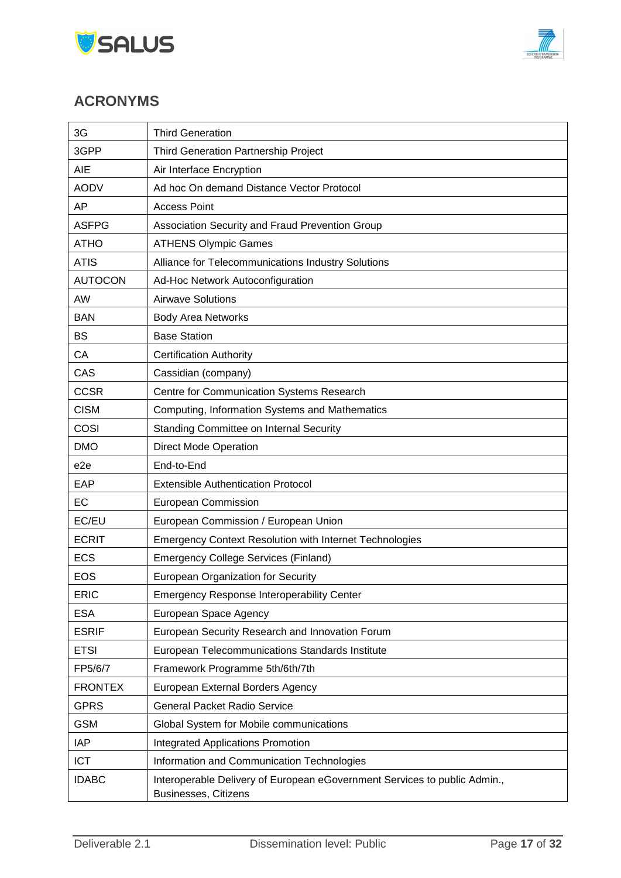## ACRONYMS

| | |
|---|---|
| 3G | Third Generation |
| 3GPP | Third Generation Partnership Project |
| AIE | Air Interface Encryption |
| AODV | Ad hoc On demand Distance Vector Protocol |
| AP | Access Point |
| ASFPG | Association Security and Fraud Prevention Group |
| ATHO | ATHENS Olympic Games |
| ATIS | Alliance for Telecommunications Industry Solutions |
| AUTOCON | Ad-Hoc Network Autoconfiguration |
| AW | Airwave Solutions |
| BAN | Body Area Networks |
| BS | Base Station |
| CA | Certification Authority |
| CAS | Cassidian (company) |
| CCSR | Centre for Communication Systems Research |
| CISM | Computing, Information Systems and Mathematics |
| COSI | Standing Committee on Internal Security |
| DMO | Direct Mode Operation |
| e2e | End-to-End |
| EAP | Extensible Authentication Protocol |
| EC | European Commission |
| EC/EU | European Commission / European Union |
| ECRIT | Emergency Context Resolution with Internet Technologies |
| ECS | Emergency College Services (Finland) |
| EOS | European Organization for Security |
| ERIC | Emergency Response Interoperability Center |
| ESA | European Space Agency |
| ESRIF | European Security Research and Innovation Forum |
| ETSI | European Telecommunications Standards Institute |
| FP5/6/7 | Framework Programme 5th/6th/7th |
| FRONTEX | European External Borders Agency |
| GPRS | General Packet Radio Service |
| GSM | Global System for Mobile communications |
| IAP | Integrated Applications Promotion |
| ICT | Information and Communication Technologies |
| IDABC | Interoperable Delivery of European eGovernment Services to public Admin., Businesses, Citizens |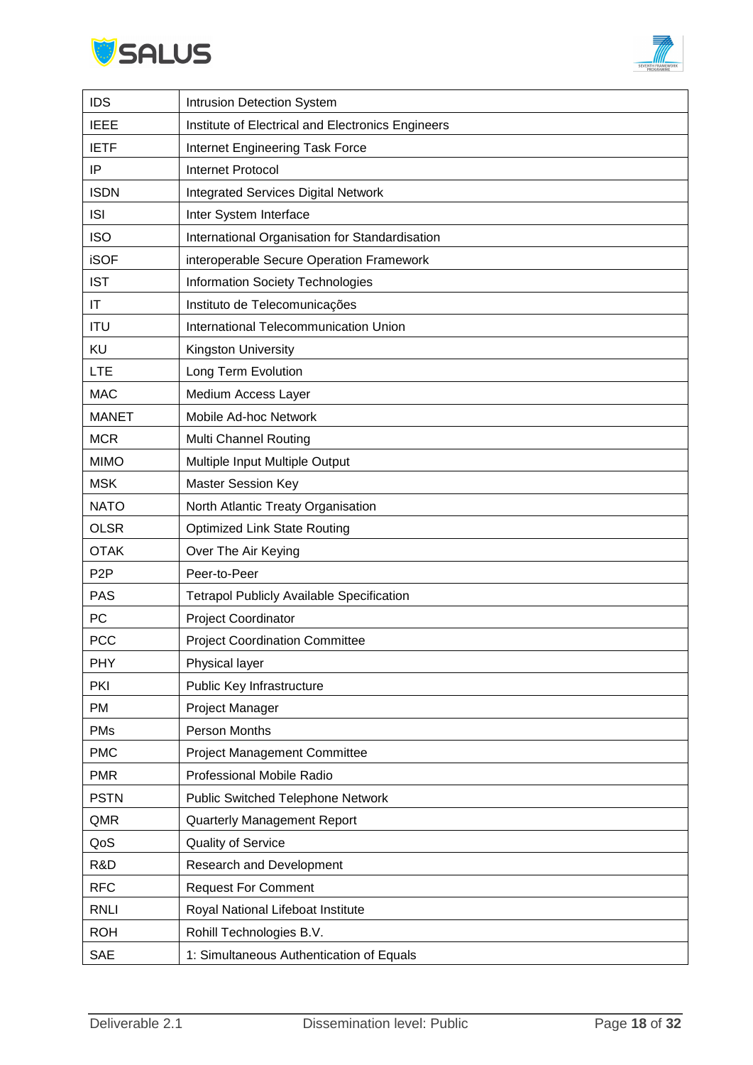| | |
|---|---|
| IDS | Intrusion Detection System |
| IEEE | Institute of Electrical and Electronics Engineers |
| IETF | Internet Engineering Task Force |
| IP | Internet Protocol |
| ISDN | Integrated Services Digital Network |
| ISI | Inter System Interface |
| ISO | International Organisation for Standardisation |
| iSOF | interoperable Secure Operation Framework |
| IST | Information Society Technologies |
| IT | Instituto de Telecomunicações |
| ITU | International Telecommunication Union |
| KU | Kingston University |
| LTE | Long Term Evolution |
| MAC | Medium Access Layer |
| MANET | Mobile Ad-hoc Network |
| MCR | Multi Channel Routing |
| MIMO | Multiple Input Multiple Output |
| MSK | Master Session Key |
| NATO | North Atlantic Treaty Organisation |
| OLSR | Optimized Link State Routing |
| OTAK | Over The Air Keying |
| P2P | Peer-to-Peer |
| PAS | Tetrapol Publicly Available Specification |
| PC | Project Coordinator |
| PCC | Project Coordination Committee |
| PHY | Physical layer |
| PKI | Public Key Infrastructure |
| PM | Project Manager |
| PMs | Person Months |
| PMC | Project Management Committee |
| PMR | Professional Mobile Radio |
| PSTN | Public Switched Telephone Network |
| QMR | Quarterly Management Report |
| QoS | Quality of Service |
| R&D | Research and Development |
| RFC | Request For Comment |
| RNLI | Royal National Lifeboat Institute |
| ROH | Rohill Technologies B.V. |
| SAE | 1: Simultaneous Authentication of Equals |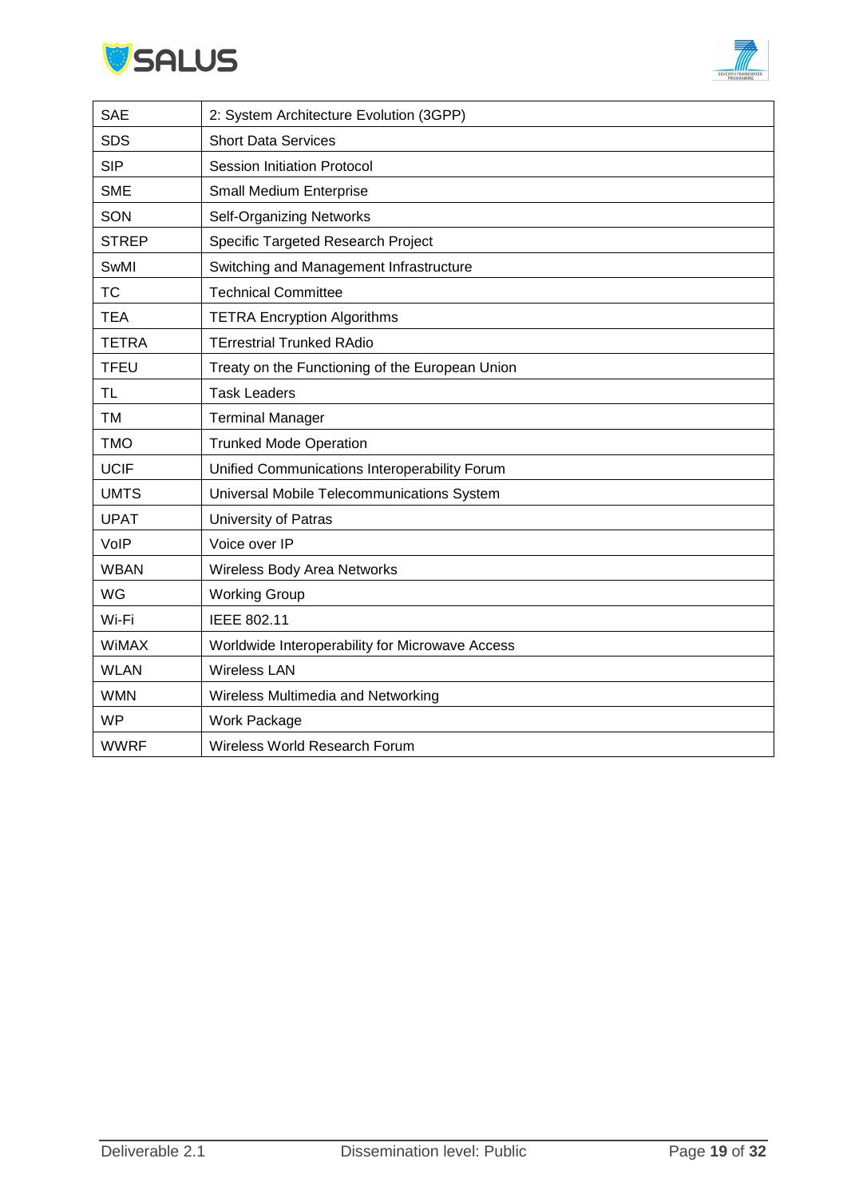| | |
|---|---|
| SAE | 2: System Architecture Evolution (3GPP) |
| SDS | Short Data Services |
| SIP | Session Initiation Protocol |
| SME | Small Medium Enterprise |
| SON | Self-Organizing Networks |
| STREP | Specific Targeted Research Project |
| SwMI | Switching and Management Infrastructure |
| TC | Technical Committee |
| TEA | TETRA Encryption Algorithms |
| TETRA | TErrestrial Trunked RAdio |
| TFEU | Treaty on the Functioning of the European Union |
| TL | Task Leaders |
| TM | Terminal Manager |
| TMO | Trunked Mode Operation |
| UCIF | Unified Communications Interoperability Forum |
| UMTS | Universal Mobile Telecommunications System |
| UPAT | University of Patras |
| VoIP | Voice over IP |
| WBAN | Wireless Body Area Networks |
| WG | Working Group |
| Wi-Fi | IEEE 802.11 |
| WiMAX | Worldwide Interoperability for Microwave Access |
| WLAN | Wireless LAN |
| WMN | Wireless Multimedia and Networking |
| WP | Work Package |
| WWRF | Wireless World Research Forum |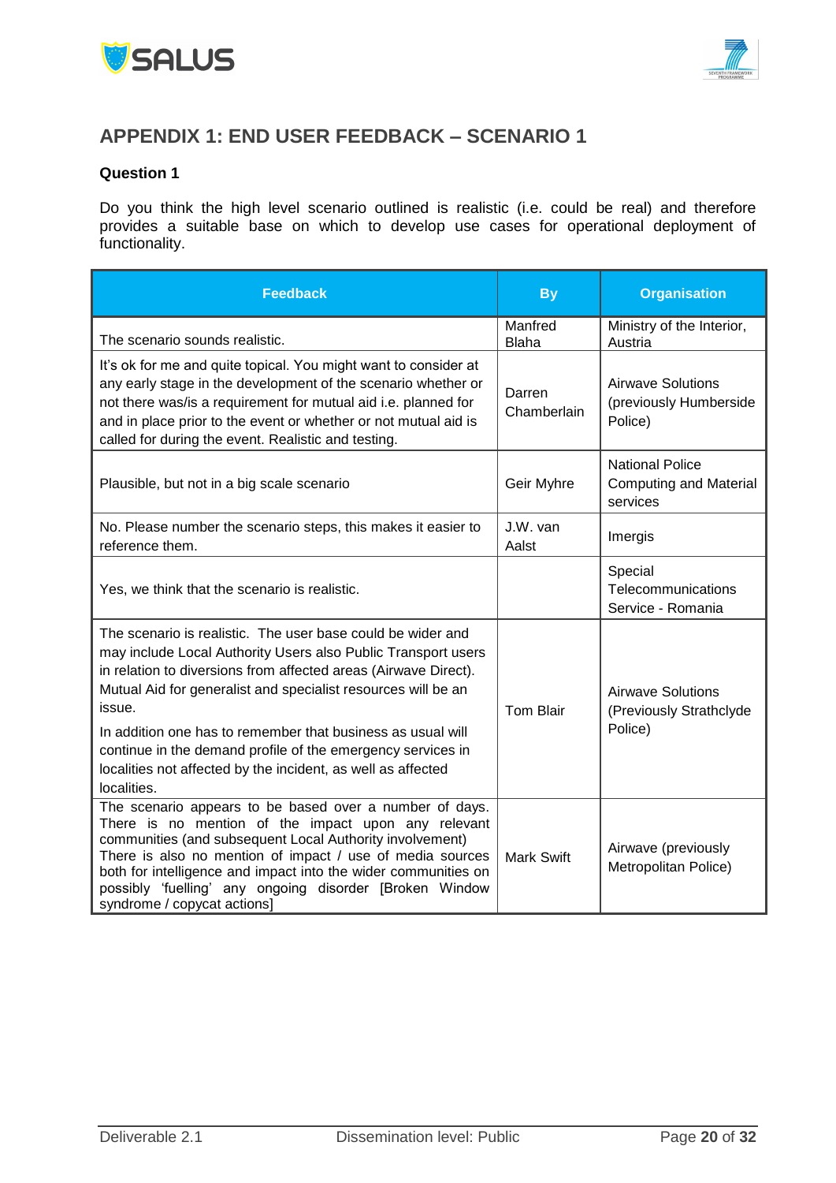## APPENDIX 1: END USER FEEDBACK – SCENARIO 1

**Question 1**

Do you think the high level scenario outlined is realistic (i.e. could be real) and therefore provides a suitable base on which to develop use cases for operational deployment of functionality.

| Feedback | By | Organisation |
|---|---|---|
| The scenario sounds realistic. | Manfred Blaha | Ministry of the Interior, Austria |
| It's ok for me and quite topical. You might want to consider at any early stage in the development of the scenario whether or not there was/is a requirement for mutual aid i.e. planned for and in place prior to the event or whether or not mutual aid is called for during the event. Realistic and testing. | Darren Chamberlain | Airwave Solutions (previously Humberside Police) |
| Plausible, but not in a big scale scenario | Geir Myhre | National Police Computing and Material services |
| No. Please number the scenario steps, this makes it easier to reference them. | J.W. van Aalst | Imergis |
| Yes, we think that the scenario is realistic. | | Special Telecommunications Service - Romania |
| The scenario is realistic. The user base could be wider and may include Local Authority Users also Public Transport users in relation to diversions from affected areas (Airwave Direct). Mutual Aid for generalist and specialist resources will be an issue.<br>In addition one has to remember that business as usual will continue in the demand profile of the emergency services in localities not affected by the incident, as well as affected localities. | Tom Blair | Airwave Solutions (Previously Strathclyde Police) |
| The scenario appears to be based over a number of days. There is no mention of the impact upon any relevant communities (and subsequent Local Authority involvement) There is also no mention of impact / use of media sources both for intelligence and impact into the wider communities on possibly 'fuelling' any ongoing disorder [Broken Window syndrome / copycat actions] | Mark Swift | Airwave (previously Metropolitan Police) |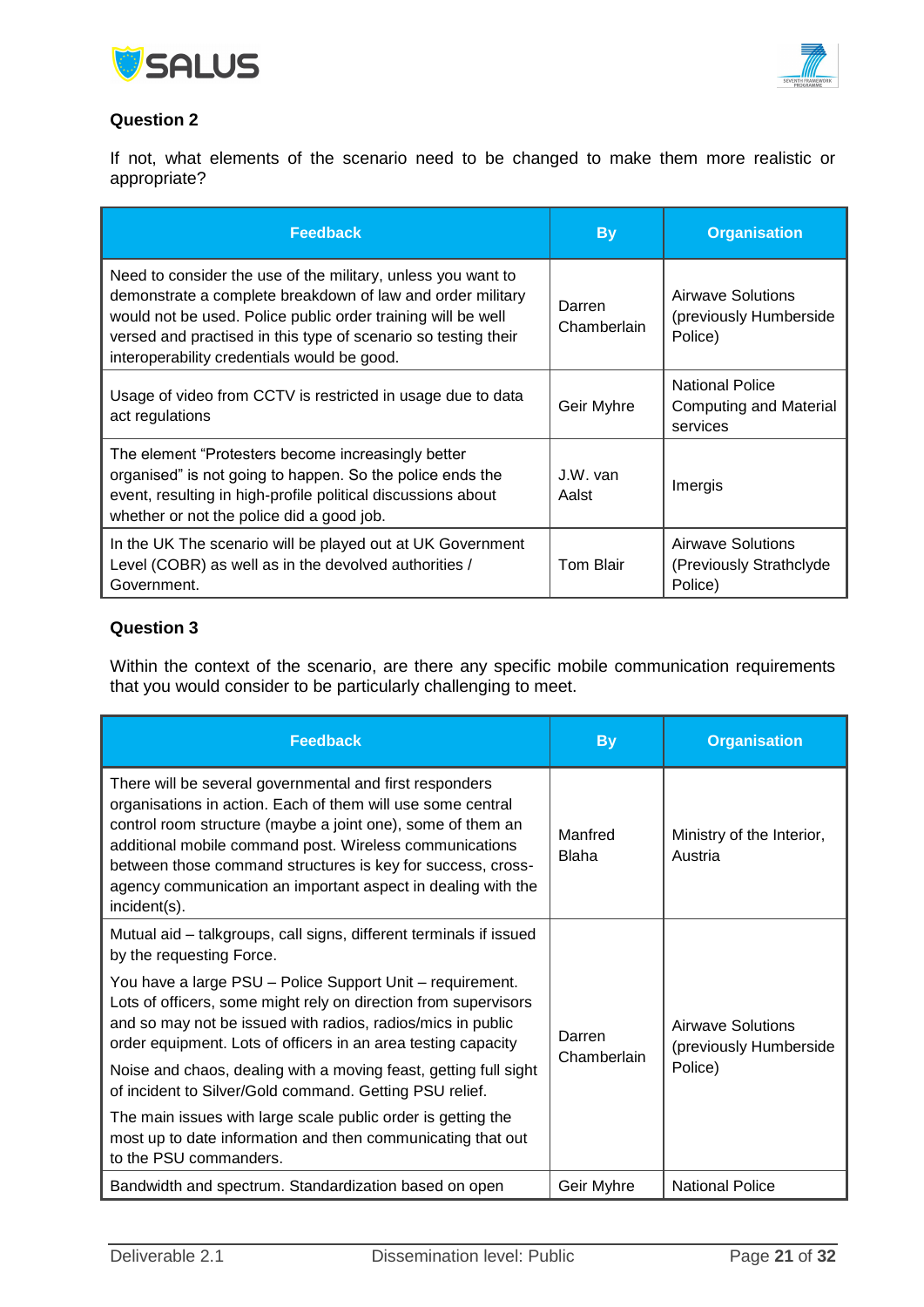**Question 2**

If not, what elements of the scenario need to be changed to make them more realistic or appropriate?

| Feedback | By | Organisation |
|---|---|---|
| Need to consider the use of the military, unless you want to demonstrate a complete breakdown of law and order military would not be used. Police public order training will be well versed and practised in this type of scenario so testing their interoperability credentials would be good. | Darren Chamberlain | Airwave Solutions (previously Humberside Police) |
| Usage of video from CCTV is restricted in usage due to data act regulations | Geir Myhre | National Police Computing and Material services |
| The element "Protesters become increasingly better organised" is not going to happen. So the police ends the event, resulting in high-profile political discussions about whether or not the police did a good job. | J.W. van Aalst | Imergis |
| In the UK The scenario will be played out at UK Government Level (COBR) as well as in the devolved authorities / Government. | Tom Blair | Airwave Solutions (Previously Strathclyde Police) |

**Question 3**

Within the context of the scenario, are there any specific mobile communication requirements that you would consider to be particularly challenging to meet.

| Feedback | By | Organisation |
|---|---|---|
| There will be several governmental and first responders organisations in action. Each of them will use some central control room structure (maybe a joint one), some of them an additional mobile command post. Wireless communications between those command structures is key for success, cross-agency communication an important aspect in dealing with the incident(s). | Manfred Blaha | Ministry of the Interior, Austria |
| Mutual aid – talkgroups, call signs, different terminals if issued by the requesting Force.<br><br>You have a large PSU – Police Support Unit – requirement. Lots of officers, some might rely on direction from supervisors and so may not be issued with radios, radios/mics in public order equipment. Lots of officers in an area testing capacity<br><br>Noise and chaos, dealing with a moving feast, getting full sight of incident to Silver/Gold command. Getting PSU relief.<br><br>The main issues with large scale public order is getting the most up to date information and then communicating that out to the PSU commanders. | Darren Chamberlain | Airwave Solutions (previously Humberside Police) |
| Bandwidth and spectrum. Standardization based on open | Geir Myhre | National Police |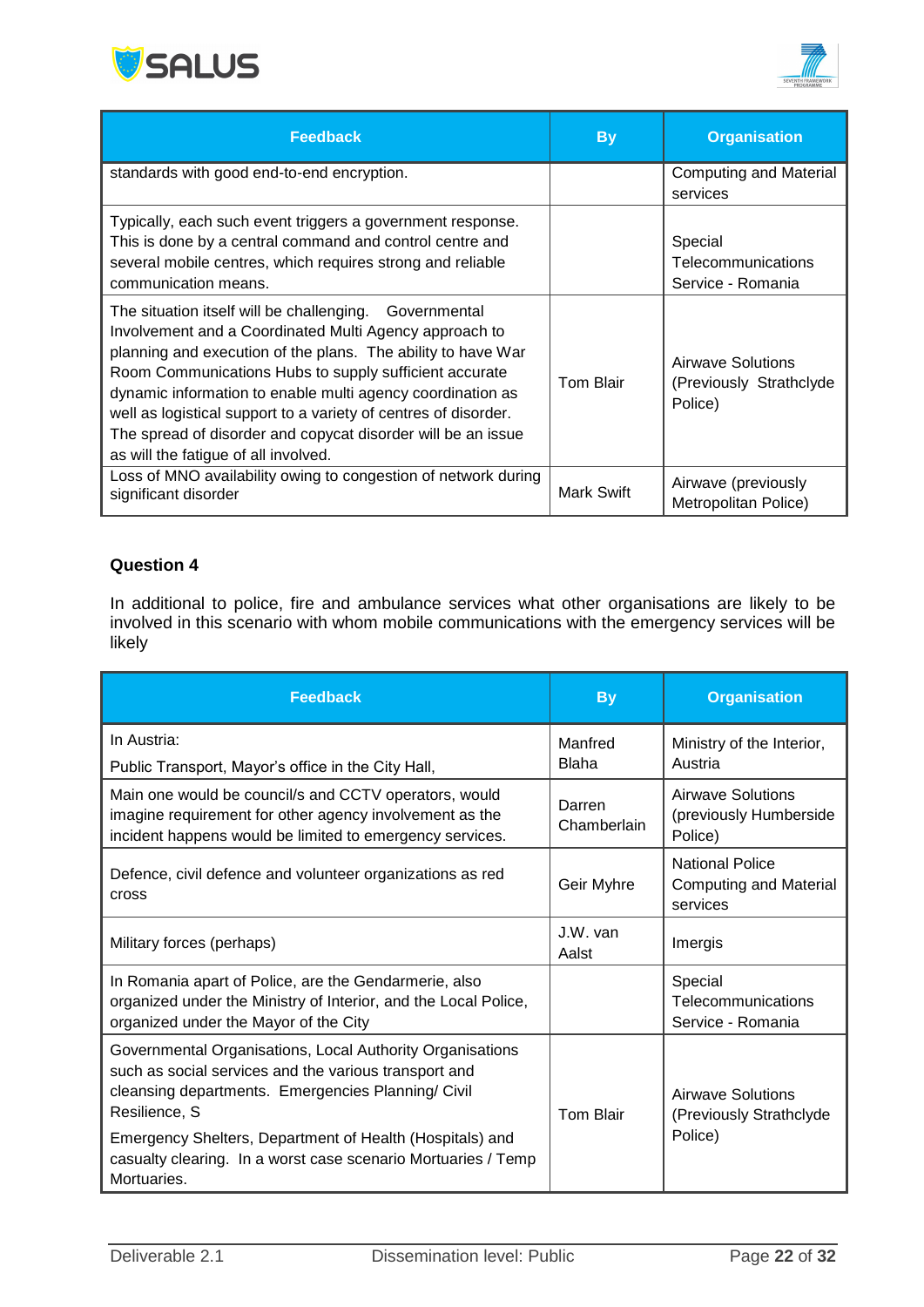| Feedback | By | Organisation |
|---|---|---|
| standards with good end-to-end encryption. | | Computing and Material services |
| Typically, each such event triggers a government response. This is done by a central command and control centre and several mobile centres, which requires strong and reliable communication means. | | Special Telecommunications Service - Romania |
| The situation itself will be challenging. Governmental Involvement and a Coordinated Multi Agency approach to planning and execution of the plans. The ability to have War Room Communications Hubs to supply sufficient accurate dynamic information to enable multi agency coordination as well as logistical support to a variety of centres of disorder. The spread of disorder and copycat disorder will be an issue as will the fatigue of all involved. | Tom Blair | Airwave Solutions (Previously Strathclyde Police) |
| Loss of MNO availability owing to congestion of network during significant disorder | Mark Swift | Airwave (previously Metropolitan Police) |

### Question 4

In additional to police, fire and ambulance services what other organisations are likely to be involved in this scenario with whom mobile communications with the emergency services will be likely

| Feedback | By | Organisation |
|---|---|---|
| In Austria:<br>Public Transport, Mayor's office in the City Hall, | Manfred Blaha | Ministry of the Interior, Austria |
| Main one would be council/s and CCTV operators, would imagine requirement for other agency involvement as the incident happens would be limited to emergency services. | Darren Chamberlain | Airwave Solutions (previously Humberside Police) |
| Defence, civil defence and volunteer organizations as red cross | Geir Myhre | National Police Computing and Material services |
| Military forces (perhaps) | J.W. van Aalst | Imergis |
| In Romania apart of Police, are the Gendarmerie, also organized under the Ministry of Interior, and the Local Police, organized under the Mayor of the City | | Special Telecommunications Service - Romania |
| Governmental Organisations, Local Authority Organisations such as social services and the various transport and cleansing departments. Emergencies Planning/ Civil Resilience, S<br>Emergency Shelters, Department of Health (Hospitals) and casualty clearing. In a worst case scenario Mortuaries / Temp Mortuaries. | Tom Blair | Airwave Solutions (Previously Strathclyde Police) |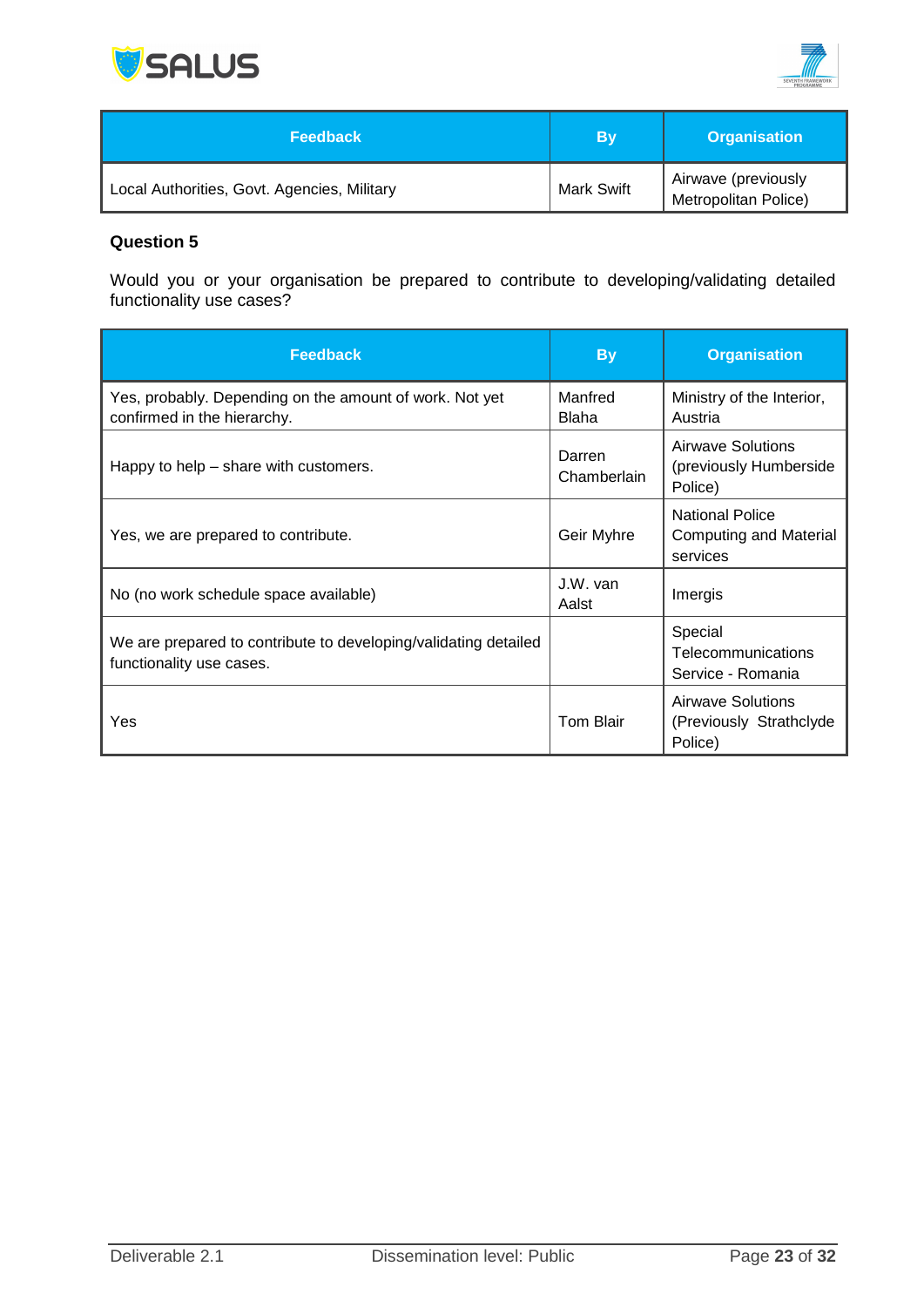| Feedback | By | Organisation |
| --- | --- | --- |
| Local Authorities, Govt. Agencies, Military | Mark Swift | Airwave (previously Metropolitan Police) |

**Question 5**

Would you or your organisation be prepared to contribute to developing/validating detailed functionality use cases?

| Feedback | By | Organisation |
| --- | --- | --- |
| Yes, probably. Depending on the amount of work. Not yet confirmed in the hierarchy. | Manfred Blaha | Ministry of the Interior, Austria |
| Happy to help – share with customers. | Darren Chamberlain | Airwave Solutions (previously Humberside Police) |
| Yes, we are prepared to contribute. | Geir Myhre | National Police Computing and Material services |
| No (no work schedule space available) | J.W. van Aalst | Imergis |
| We are prepared to contribute to developing/validating detailed functionality use cases. | | Special Telecommunications Service - Romania |
| Yes | Tom Blair | Airwave Solutions (Previously Strathclyde Police) |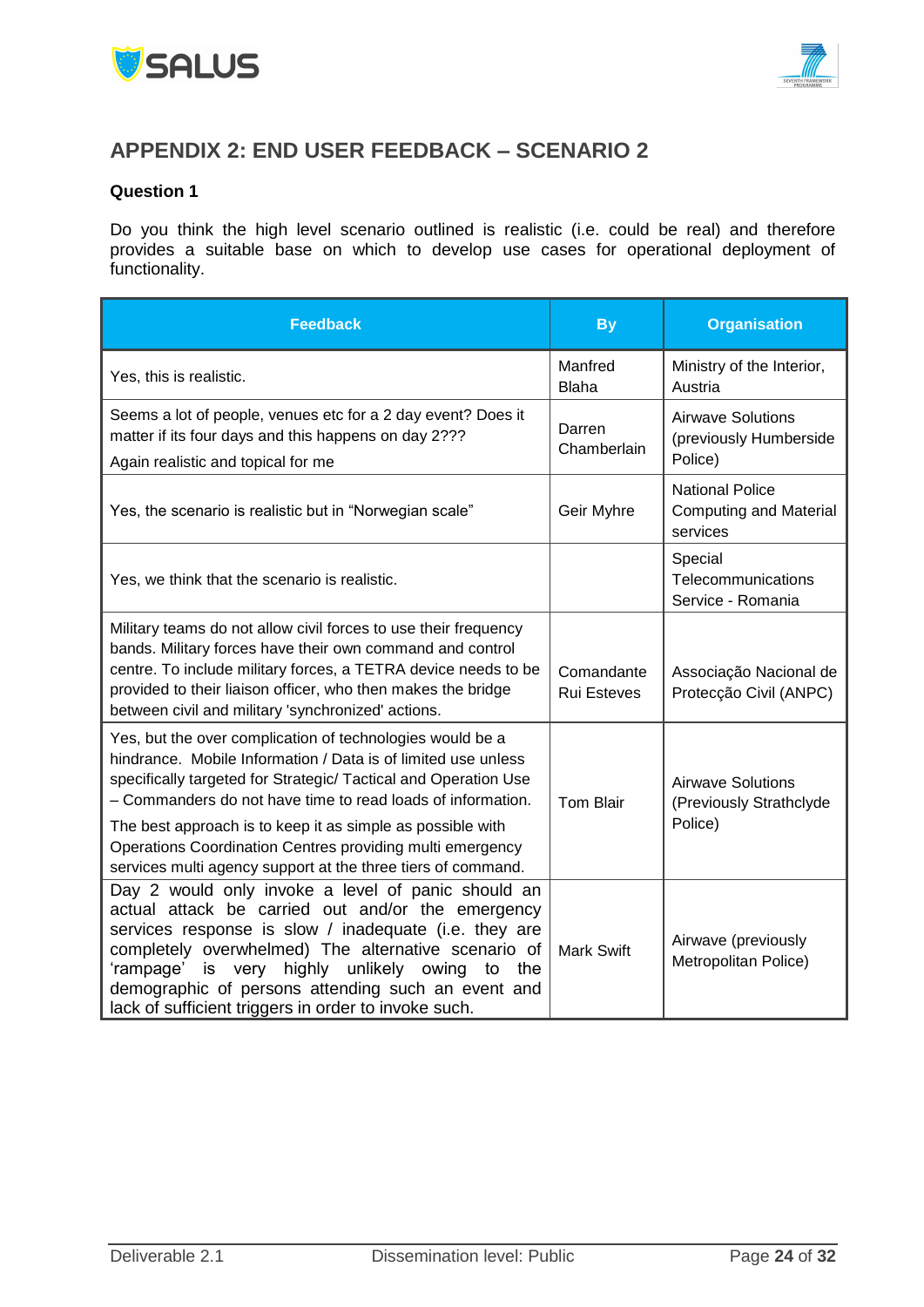# APPENDIX 2: END USER FEEDBACK – SCENARIO 2

**Question 1**

Do you think the high level scenario outlined is realistic (i.e. could be real) and therefore provides a suitable base on which to develop use cases for operational deployment of functionality.

| Feedback | By | Organisation |
|---|---|---|
| Yes, this is realistic. | Manfred Blaha | Ministry of the Interior, Austria |
| Seems a lot of people, venues etc for a 2 day event? Does it matter if its four days and this happens on day 2???<br>Again realistic and topical for me | Darren Chamberlain | Airwave Solutions (previously Humberside Police) |
| Yes, the scenario is realistic but in “Norwegian scale” | Geir Myhre | National Police Computing and Material services |
| Yes, we think that the scenario is realistic. | | Special Telecommunications Service - Romania |
| Military teams do not allow civil forces to use their frequency bands. Military forces have their own command and control centre. To include military forces, a TETRA device needs to be provided to their liaison officer, who then makes the bridge between civil and military 'synchronized' actions. | Comandante Rui Esteves | Associação Nacional de Protecção Civil (ANPC) |
| Yes, but the over complication of technologies would be a hindrance. Mobile Information / Data is of limited use unless specifically targeted for Strategic/ Tactical and Operation Use – Commanders do not have time to read loads of information.<br>The best approach is to keep it as simple as possible with Operations Coordination Centres providing multi emergency services multi agency support at the three tiers of command. | Tom Blair | Airwave Solutions (Previously Strathclyde Police) |
| Day 2 would only invoke a level of panic should an actual attack be carried out and/or the emergency services response is slow / inadequate (i.e. they are completely overwhelmed) The alternative scenario of ‘rampage’ is very highly unlikely owing to the demographic of persons attending such an event and lack of sufficient triggers in order to invoke such. | Mark Swift | Airwave (previously Metropolitan Police) |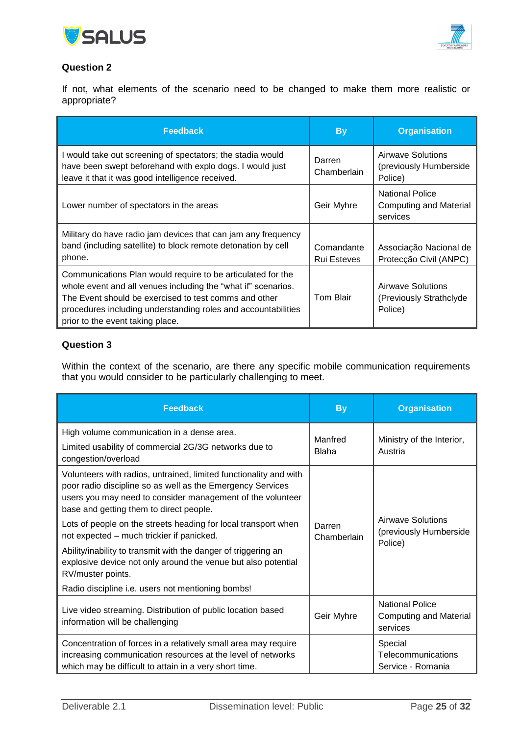**Question 2**

If not, what elements of the scenario need to be changed to make them more realistic or appropriate?

| Feedback | By | Organisation |
|---|---|---|
| I would take out screening of spectators; the stadia would have been swept beforehand with explo dogs. I would just leave it that it was good intelligence received. | Darren Chamberlain | Airwave Solutions (previously Humberside Police) |
| Lower number of spectators in the areas | Geir Myhre | National Police Computing and Material services |
| Military do have radio jam devices that can jam any frequency band (including satellite) to block remote detonation by cell phone. | Comandante Rui Esteves | Associação Nacional de Protecção Civil (ANPC) |
| Communications Plan would require to be articulated for the whole event and all venues including the "what if" scenarios. The Event should be exercised to test comms and other procedures including understanding roles and accountabilities prior to the event taking place. | Tom Blair | Airwave Solutions (Previously Strathclyde Police) |

**Question 3**

Within the context of the scenario, are there any specific mobile communication requirements that you would consider to be particularly challenging to meet.

| Feedback | By | Organisation |
|---|---|---|
| High volume communication in a dense area.<br>Limited usability of commercial 2G/3G networks due to congestion/overload | Manfred Blaha | Ministry of the Interior, Austria |
| Volunteers with radios, untrained, limited functionality and with poor radio discipline so as well as the Emergency Services users you may need to consider management of the volunteer base and getting them to direct people.<br>Lots of people on the streets heading for local transport when not expected – much trickier if panicked.<br>Ability/inability to transmit with the danger of triggering an explosive device not only around the venue but also potential RV/muster points.<br>Radio discipline i.e. users not mentioning bombs! | Darren Chamberlain | Airwave Solutions (previously Humberside Police) |
| Live video streaming. Distribution of public location based information will be challenging | Geir Myhre | National Police Computing and Material services |
| Concentration of forces in a relatively small area may require increasing communication resources at the level of networks which may be difficult to attain in a very short time. | | Special Telecommunications Service - Romania |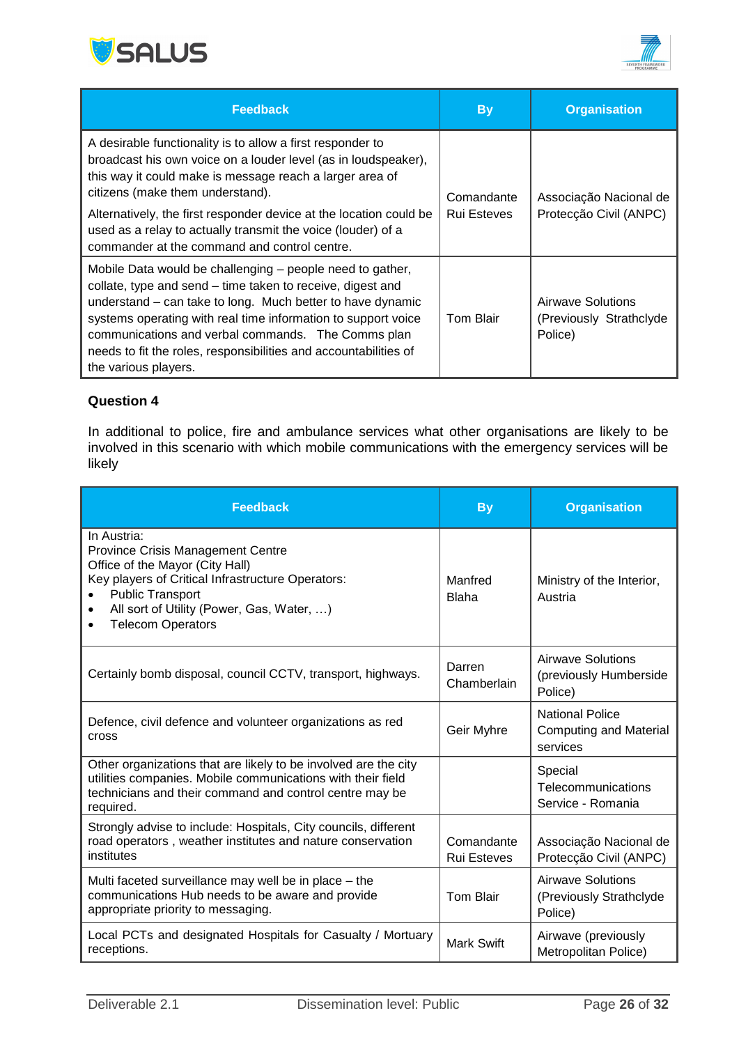| Feedback | By | Organisation |
|---|---|---|
| A desirable functionality is to allow a first responder to broadcast his own voice on a louder level (as in loudspeaker), this way it could make is message reach a larger area of citizens (make them understand).<br><br>Alternatively, the first responder device at the location could be used as a relay to actually transmit the voice (louder) of a commander at the command and control centre. | Comandante Rui Esteves | Associação Nacional de Protecção Civil (ANPC) |
| Mobile Data would be challenging – people need to gather, collate, type and send – time taken to receive, digest and understand – can take to long. Much better to have dynamic systems operating with real time information to support voice communications and verbal commands. The Comms plan needs to fit the roles, responsibilities and accountabilities of the various players. | Tom Blair | Airwave Solutions (Previously Strathclyde Police) |

**Question 4**

In additional to police, fire and ambulance services what other organisations are likely to be involved in this scenario with which mobile communications with the emergency services will be likely

| Feedback | By | Organisation |
|---|---|---|
| In Austria:<br>Province Crisis Management Centre<br>Office of the Mayor (City Hall)<br>Key players of Critical Infrastructure Operators:<br>• Public Transport<br>• All sort of Utility (Power, Gas, Water, …)<br>• Telecom Operators | Manfred Blaha | Ministry of the Interior, Austria |
| Certainly bomb disposal, council CCTV, transport, highways. | Darren Chamberlain | Airwave Solutions (previously Humberside Police) |
| Defence, civil defence and volunteer organizations as red cross | Geir Myhre | National Police Computing and Material services |
| Other organizations that are likely to be involved are the city utilities companies. Mobile communications with their field technicians and their command and control centre may be required. | | Special Telecommunications Service - Romania |
| Strongly advise to include: Hospitals, City councils, different road operators , weather institutes and nature conservation institutes | Comandante Rui Esteves | Associação Nacional de Protecção Civil (ANPC) |
| Multi faceted surveillance may well be in place – the communications Hub needs to be aware and provide appropriate priority to messaging. | Tom Blair | Airwave Solutions (Previously Strathclyde Police) |
| Local PCTs and designated Hospitals for Casualty / Mortuary receptions. | Mark Swift | Airwave (previously Metropolitan Police) |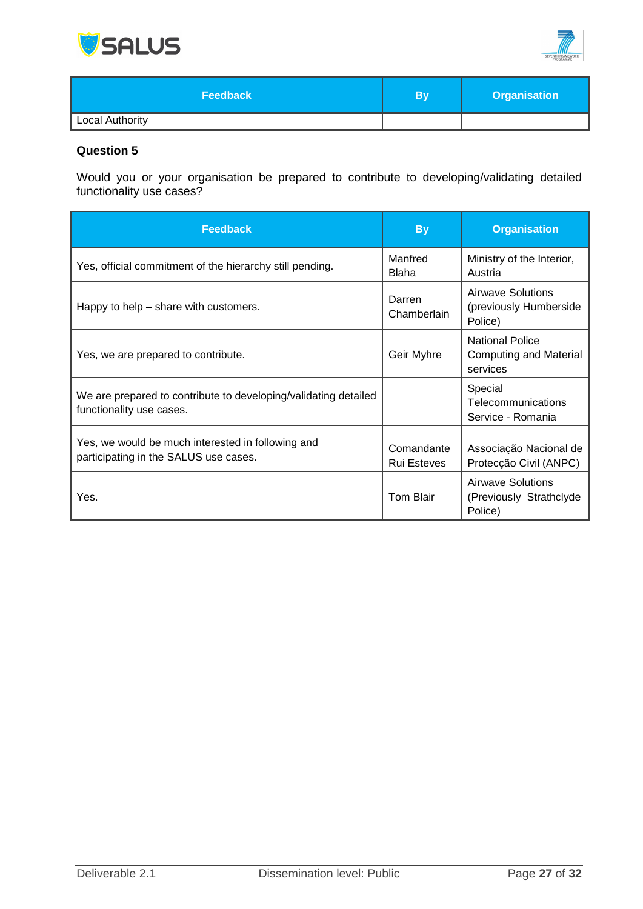| Feedback | By | Organisation |
|---|---|---|
| Local Authority | | |

### Question 5

Would you or your organisation be prepared to contribute to developing/validating detailed functionality use cases?

| Feedback | By | Organisation |
|---|---|---|
| Yes, official commitment of the hierarchy still pending. | Manfred Blaha | Ministry of the Interior, Austria |
| Happy to help – share with customers. | Darren Chamberlain | Airwave Solutions (previously Humberside Police) |
| Yes, we are prepared to contribute. | Geir Myhre | National Police Computing and Material services |
| We are prepared to contribute to developing/validating detailed functionality use cases. | | Special Telecommunications Service - Romania |
| Yes, we would be much interested in following and participating in the SALUS use cases. | Comandante Rui Esteves | Associação Nacional de Protecção Civil (ANPC) |
| Yes. | Tom Blair | Airwave Solutions (Previously Strathclyde Police) |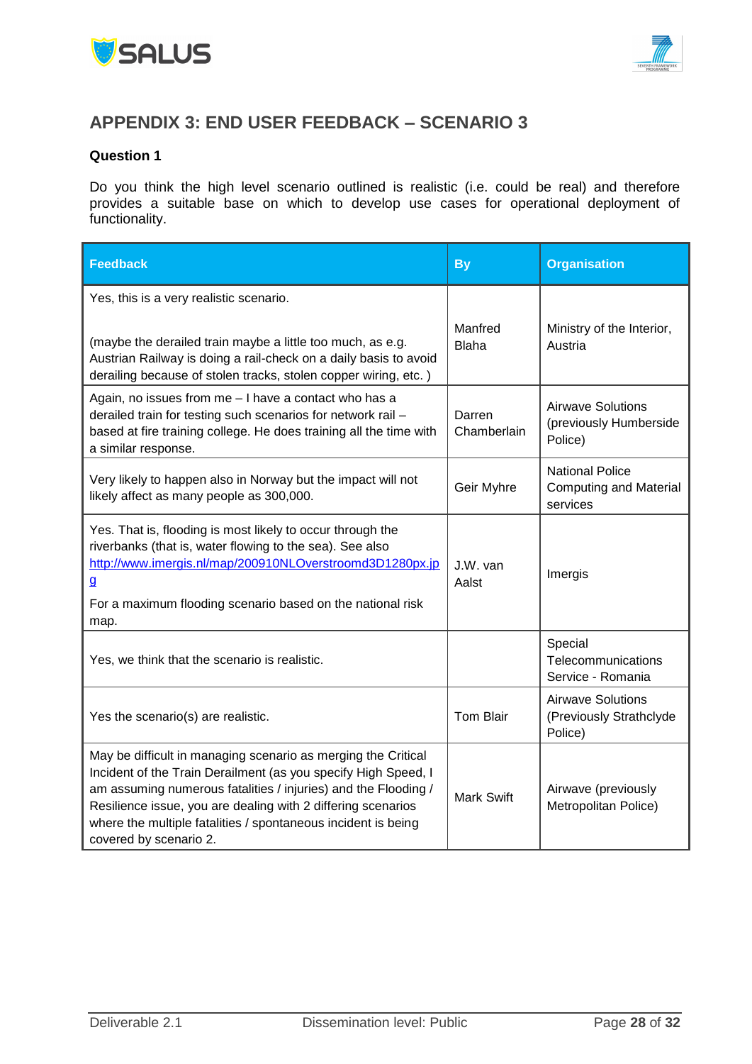# APPENDIX 3: END USER FEEDBACK – SCENARIO 3

**Question 1**

Do you think the high level scenario outlined is realistic (i.e. could be real) and therefore provides a suitable base on which to develop use cases for operational deployment of functionality.

| Feedback | By | Organisation |
|---|---|---|
| Yes, this is a very realistic scenario.<br><br>(maybe the derailed train maybe a little too much, as e.g. Austrian Railway is doing a rail-check on a daily basis to avoid derailing because of stolen tracks, stolen copper wiring, etc. ) | Manfred Blaha | Ministry of the Interior, Austria |
| Again, no issues from me – I have a contact who has a derailed train for testing such scenarios for network rail – based at fire training college. He does training all the time with a similar response. | Darren Chamberlain | Airwave Solutions (previously Humberside Police) |
| Very likely to happen also in Norway but the impact will not likely affect as many people as 300,000. | Geir Myhre | National Police Computing and Material services |
| Yes. That is, flooding is most likely to occur through the riverbanks (that is, water flowing to the sea). See also [http://www.imergis.nl/map/200910NLOverstroomd3D1280px.jpg](http://www.imergis.nl/map/200910NLOverstroomd3D1280px.jpg)<br><br>For a maximum flooding scenario based on the national risk map. | J.W. van Aalst | Imergis |
| Yes, we think that the scenario is realistic. | | Special Telecommunications Service - Romania |
| Yes the scenario(s) are realistic. | Tom Blair | Airwave Solutions (Previously Strathclyde Police) |
| May be difficult in managing scenario as merging the Critical Incident of the Train Derailment (as you specify High Speed, I am assuming numerous fatalities / injuries) and the Flooding / Resilience issue, you are dealing with 2 differing scenarios where the multiple fatalities / spontaneous incident is being covered by scenario 2. | Mark Swift | Airwave (previously Metropolitan Police) |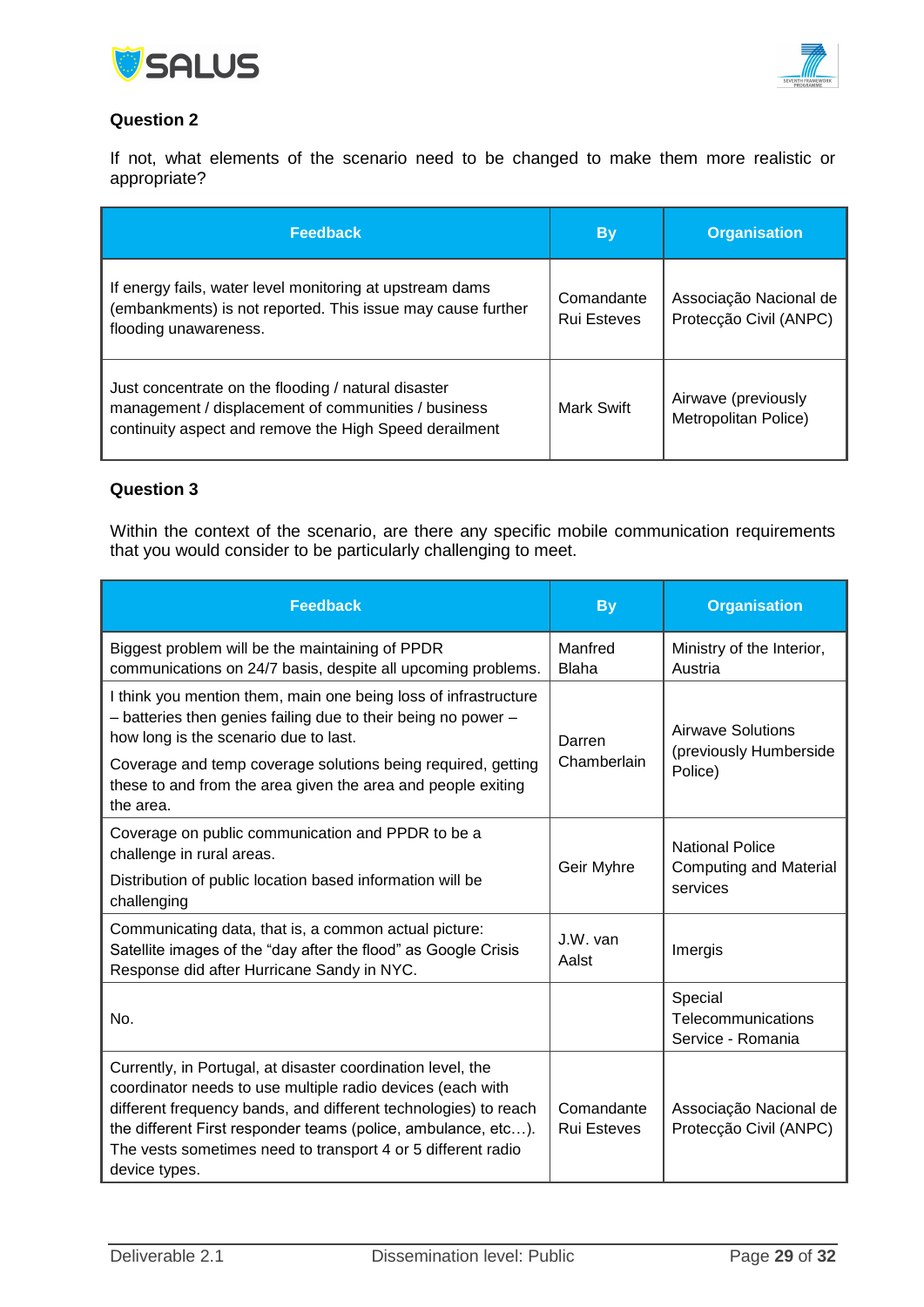**Question 2**

If not, what elements of the scenario need to be changed to make them more realistic or appropriate?

| Feedback | By | Organisation |
|---|---|---|
| If energy fails, water level monitoring at upstream dams (embankments) is not reported. This issue may cause further flooding unawareness. | Comandante Rui Esteves | Associação Nacional de Protecção Civil (ANPC) |
| Just concentrate on the flooding / natural disaster management / displacement of communities / business continuity aspect and remove the High Speed derailment | Mark Swift | Airwave (previously Metropolitan Police) |

**Question 3**

Within the context of the scenario, are there any specific mobile communication requirements that you would consider to be particularly challenging to meet.

| Feedback | By | Organisation |
|---|---|---|
| Biggest problem will be the maintaining of PPDR communications on 24/7 basis, despite all upcoming problems. | Manfred Blaha | Ministry of the Interior, Austria |
| I think you mention them, main one being loss of infrastructure – batteries then genies failing due to their being no power – how long is the scenario due to last.<br>Coverage and temp coverage solutions being required, getting these to and from the area given the area and people exiting the area. | Darren Chamberlain | Airwave Solutions (previously Humberside Police) |
| Coverage on public communication and PPDR to be a challenge in rural areas.<br>Distribution of public location based information will be challenging | Geir Myhre | National Police Computing and Material services |
| Communicating data, that is, a common actual picture: Satellite images of the "day after the flood" as Google Crisis Response did after Hurricane Sandy in NYC. | J.W. van Aalst | Imergis |
| No. | | Special Telecommunications Service - Romania |
| Currently, in Portugal, at disaster coordination level, the coordinator needs to use multiple radio devices (each with different frequency bands, and different technologies) to reach the different First responder teams (police, ambulance, etc…). The vests sometimes need to transport 4 or 5 different radio device types. | Comandante Rui Esteves | Associação Nacional de Protecção Civil (ANPC) |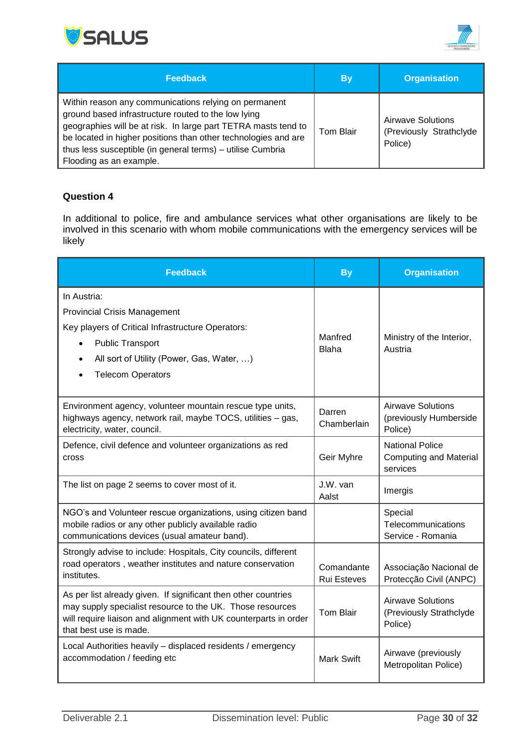| Feedback | By | Organisation |
|---|---|---|
| Within reason any communications relying on permanent ground based infrastructure routed to the low lying geographies will be at risk. In large part TETRA masts tend to be located in higher positions than other technologies and are thus less susceptible (in general terms) – utilise Cumbria Flooding as an example. | Tom Blair | Airwave Solutions (Previously Strathclyde Police) |

**Question 4**

In additional to police, fire and ambulance services what other organisations are likely to be involved in this scenario with whom mobile communications with the emergency services will be likely

| Feedback | By | Organisation |
|---|---|---|
| In Austria:<br>Provincial Crisis Management<br>Key players of Critical Infrastructure Operators:<br>• Public Transport<br>• All sort of Utility (Power, Gas, Water, …)<br>• Telecom Operators | Manfred Blaha | Ministry of the Interior, Austria |
| Environment agency, volunteer mountain rescue type units, highways agency, network rail, maybe TOCS, utilities – gas, electricity, water, council. | Darren Chamberlain | Airwave Solutions (previously Humberside Police) |
| Defence, civil defence and volunteer organizations as red cross | Geir Myhre | National Police Computing and Material services |
| The list on page 2 seems to cover most of it. | J.W. van Aalst | Imergis |
| NGO's and Volunteer rescue organizations, using citizen band mobile radios or any other publicly available radio communications devices (usual amateur band). | | Special Telecommunications Service - Romania |
| Strongly advise to include: Hospitals, City councils, different road operators , weather institutes and nature conservation institutes. | Comandante Rui Esteves | Associação Nacional de Protecção Civil (ANPC) |
| As per list already given. If significant then other countries may supply specialist resource to the UK. Those resources will require liaison and alignment with UK counterparts in order that best use is made. | Tom Blair | Airwave Solutions (Previously Strathclyde Police) |
| Local Authorities heavily – displaced residents / emergency accommodation / feeding etc | Mark Swift | Airwave (previously Metropolitan Police) |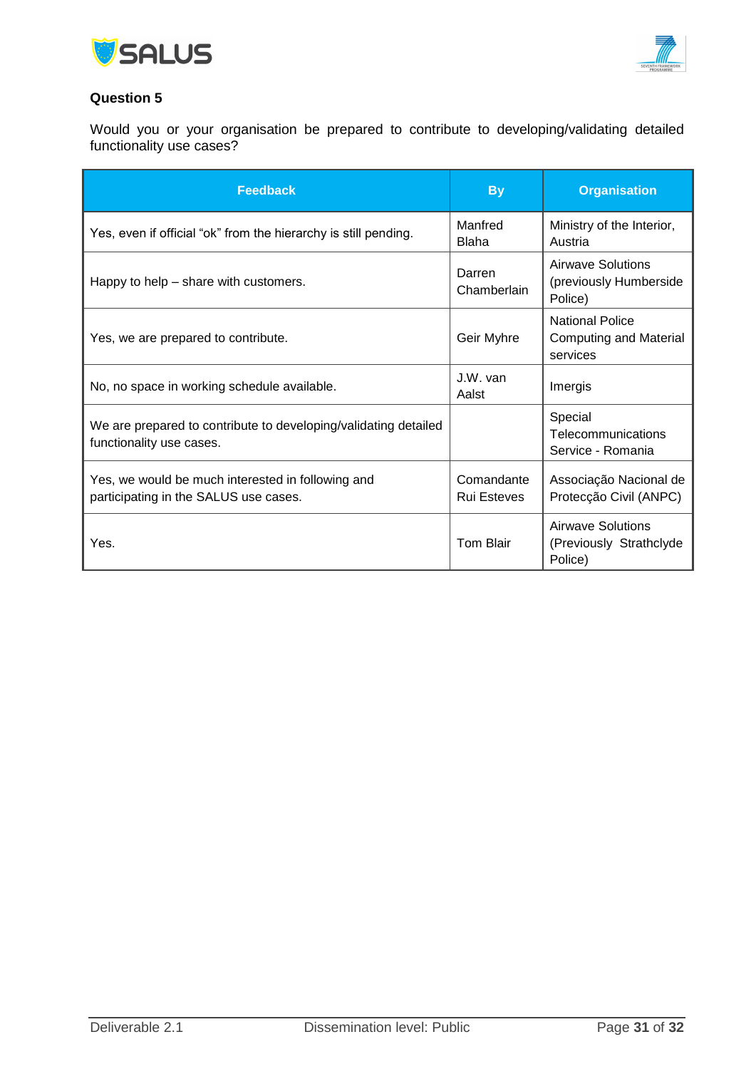**Question 5**

Would you or your organisation be prepared to contribute to developing/validating detailed functionality use cases?

| Feedback | By | Organisation |
|---|---|---|
| Yes, even if official “ok” from the hierarchy is still pending. | Manfred Blaha | Ministry of the Interior, Austria |
| Happy to help – share with customers. | Darren Chamberlain | Airwave Solutions (previously Humberside Police) |
| Yes, we are prepared to contribute. | Geir Myhre | National Police Computing and Material services |
| No, no space in working schedule available. | J.W. van Aalst | Imergis |
| We are prepared to contribute to developing/validating detailed functionality use cases. | | Special Telecommunications Service - Romania |
| Yes, we would be much interested in following and participating in the SALUS use cases. | Comandante Rui Esteves | Associação Nacional de Protecção Civil (ANPC) |
| Yes. | Tom Blair | Airwave Solutions (Previously Strathclyde Police) |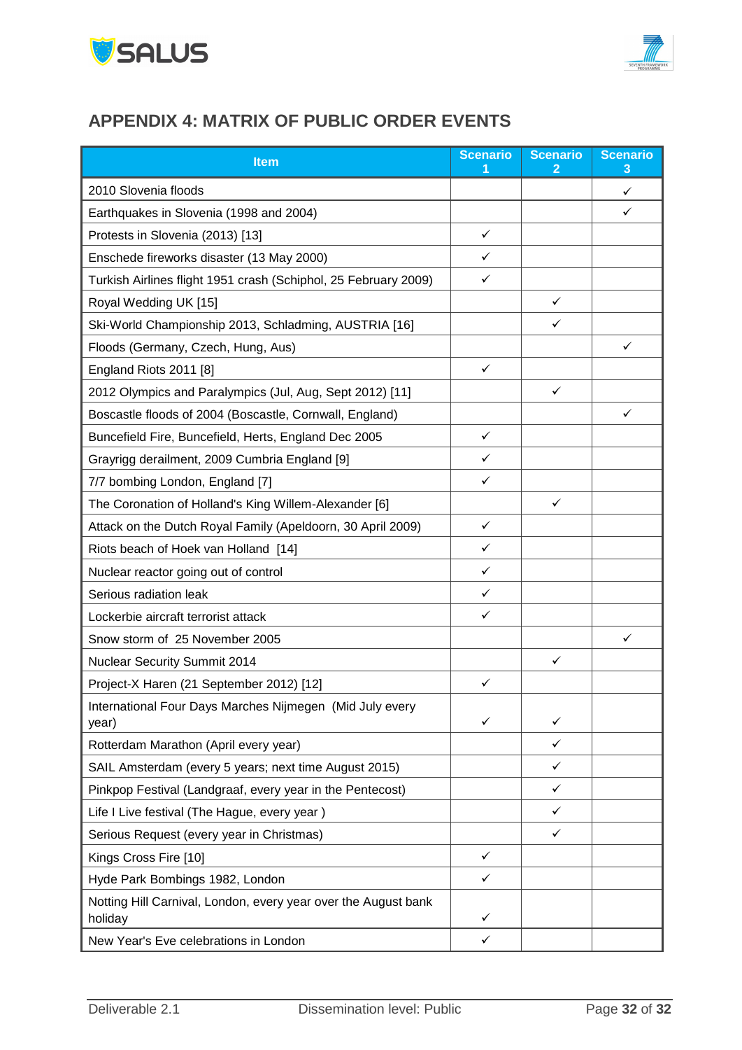## APPENDIX 4: MATRIX OF PUBLIC ORDER EVENTS

| Item | Scenario 1 | Scenario 2 | Scenario 3 |
|---|---|---|---|
| 2010 Slovenia floods | | | ✓ |
| Earthquakes in Slovenia (1998 and 2004) | | | ✓ |
| Protests in Slovenia (2013) [13] | ✓ | | |
| Enschede fireworks disaster (13 May 2000) | ✓ | | |
| Turkish Airlines flight 1951 crash (Schiphol, 25 February 2009) | ✓ | | |
| Royal Wedding UK [15] | | ✓ | |
| Ski-World Championship 2013, Schladming, AUSTRIA [16] | | ✓ | |
| Floods (Germany, Czech, Hung, Aus) | | | ✓ |
| England Riots 2011 [8] | ✓ | | |
| 2012 Olympics and Paralympics (Jul, Aug, Sept 2012) [11] | | ✓ | |
| Boscastle floods of 2004 (Boscastle, Cornwall, England) | | | ✓ |
| Buncefield Fire, Buncefield, Herts, England Dec 2005 | ✓ | | |
| Grayrigg derailment, 2009 Cumbria England [9] | ✓ | | |
| 7/7 bombing London, England [7] | ✓ | | |
| The Coronation of Holland's King Willem-Alexander [6] | | ✓ | |
| Attack on the Dutch Royal Family (Apeldoorn, 30 April 2009) | ✓ | | |
| Riots beach of Hoek van Holland [14] | ✓ | | |
| Nuclear reactor going out of control | ✓ | | |
| Serious radiation leak | ✓ | | |
| Lockerbie aircraft terrorist attack | ✓ | | |
| Snow storm of 25 November 2005 | | | ✓ |
| Nuclear Security Summit 2014 | | ✓ | |
| Project-X Haren (21 September 2012) [12] | ✓ | | |
| International Four Days Marches Nijmegen (Mid July every year) | ✓ | ✓ | |
| Rotterdam Marathon (April every year) | | ✓ | |
| SAIL Amsterdam (every 5 years; next time August 2015) | | ✓ | |
| Pinkpop Festival (Landgraaf, every year in the Pentecost) | | ✓ | |
| Life I Live festival (The Hague, every year ) | | ✓ | |
| Serious Request (every year in Christmas) | | ✓ | |
| Kings Cross Fire [10] | ✓ | | |
| Hyde Park Bombings 1982, London | ✓ | | |
| Notting Hill Carnival, London, every year over the August bank holiday | ✓ | | |
| New Year's Eve celebrations in London | ✓ | | |